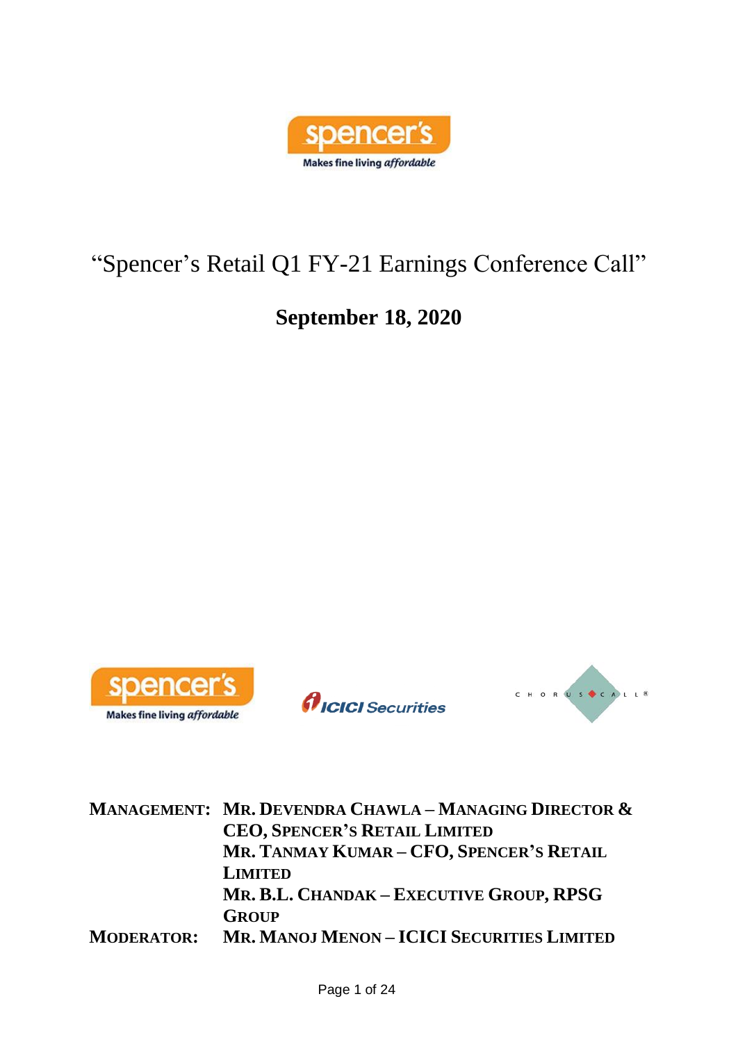# "Spencer's Retail Q1 FY-21 Earnings Conference Call"

## September 18, 2020

**MANAGEMENT:** **MR. DEVENDRA CHAWLA – MANAGING DIRECTOR & CEO, SPENCER'S RETAIL LIMITED**
**MR. TANMAY KUMAR – CFO, SPENCER'S RETAIL LIMITED**
**MR. B.L. CHANDAK – EXECUTIVE GROUP, RPSG GROUP**

**MODERATOR:** **MR. MANOJ MENON – ICICI SECURITIES LIMITED**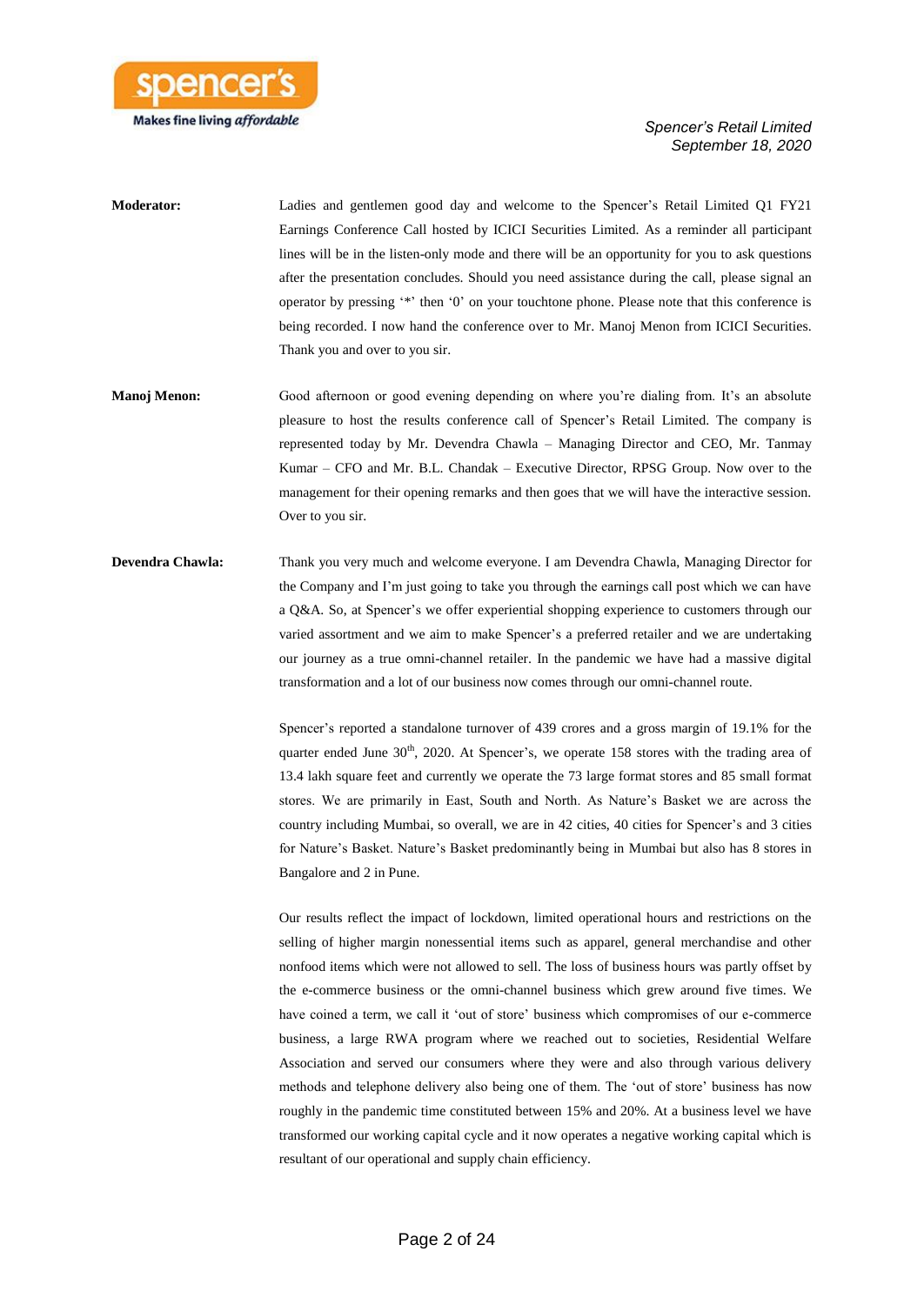**Moderator:** Ladies and gentlemen good day and welcome to the Spencer's Retail Limited Q1 FY21 Earnings Conference Call hosted by ICICI Securities Limited. As a reminder all participant lines will be in the listen-only mode and there will be an opportunity for you to ask questions after the presentation concludes. Should you need assistance during the call, please signal an operator by pressing '*' then '0' on your touchtone phone. Please note that this conference is being recorded. I now hand the conference over to Mr. Manoj Menon from ICICI Securities. Thank you and over to you sir.

**Manoj Menon:** Good afternoon or good evening depending on where you're dialing from. It's an absolute pleasure to host the results conference call of Spencer's Retail Limited. The company is represented today by Mr. Devendra Chawla – Managing Director and CEO, Mr. Tanmay Kumar – CFO and Mr. B.L. Chandak – Executive Director, RPSG Group. Now over to the management for their opening remarks and then goes that we will have the interactive session. Over to you sir.

**Devendra Chawla:** Thank you very much and welcome everyone. I am Devendra Chawla, Managing Director for the Company and I'm just going to take you through the earnings call post which we can have a Q&A. So, at Spencer's we offer experiential shopping experience to customers through our varied assortment and we aim to make Spencer's a preferred retailer and we are undertaking our journey as a true omni-channel retailer. In the pandemic we have had a massive digital transformation and a lot of our business now comes through our omni-channel route.

Spencer's reported a standalone turnover of 439 crores and a gross margin of 19.1% for the quarter ended June 30th, 2020. At Spencer's, we operate 158 stores with the trading area of 13.4 lakh square feet and currently we operate the 73 large format stores and 85 small format stores. We are primarily in East, South and North. As Nature's Basket we are across the country including Mumbai, so overall, we are in 42 cities, 40 cities for Spencer's and 3 cities for Nature's Basket. Nature's Basket predominantly being in Mumbai but also has 8 stores in Bangalore and 2 in Pune.

Our results reflect the impact of lockdown, limited operational hours and restrictions on the selling of higher margin nonessential items such as apparel, general merchandise and other nonfood items which were not allowed to sell. The loss of business hours was partly offset by the e-commerce business or the omni-channel business which grew around five times. We have coined a term, we call it 'out of store' business which compromises of our e-commerce business, a large RWA program where we reached out to societies, Residential Welfare Association and served our consumers where they were and also through various delivery methods and telephone delivery also being one of them. The 'out of store' business has now roughly in the pandemic time constituted between 15% and 20%. At a business level we have transformed our working capital cycle and it now operates a negative working capital which is resultant of our operational and supply chain efficiency.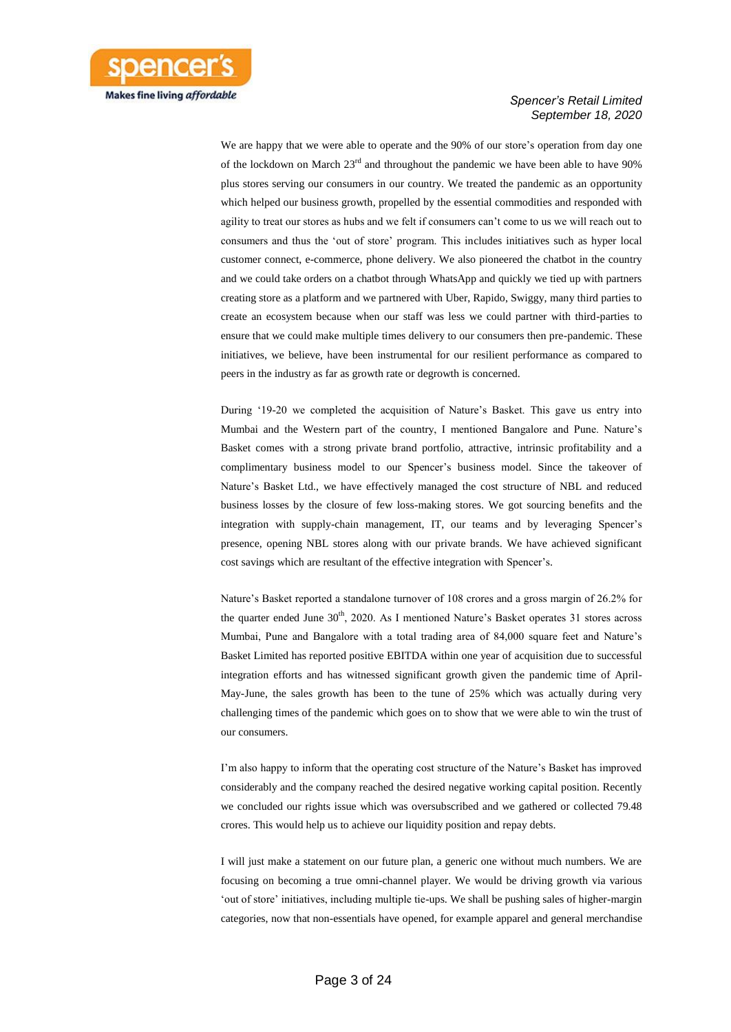We are happy that we were able to operate and the 90% of our store's operation from day one of the lockdown on March 23rd and throughout the pandemic we have been able to have 90% plus stores serving our consumers in our country. We treated the pandemic as an opportunity which helped our business growth, propelled by the essential commodities and responded with agility to treat our stores as hubs and we felt if consumers can't come to us we will reach out to consumers and thus the 'out of store' program. This includes initiatives such as hyper local customer connect, e-commerce, phone delivery. We also pioneered the chatbot in the country and we could take orders on a chatbot through WhatsApp and quickly we tied up with partners creating store as a platform and we partnered with Uber, Rapido, Swiggy, many third parties to create an ecosystem because when our staff was less we could partner with third-parties to ensure that we could make multiple times delivery to our consumers then pre-pandemic. These initiatives, we believe, have been instrumental for our resilient performance as compared to peers in the industry as far as growth rate or degrowth is concerned.

During '19-20 we completed the acquisition of Nature's Basket. This gave us entry into Mumbai and the Western part of the country, I mentioned Bangalore and Pune. Nature's Basket comes with a strong private brand portfolio, attractive, intrinsic profitability and a complimentary business model to our Spencer's business model. Since the takeover of Nature's Basket Ltd., we have effectively managed the cost structure of NBL and reduced business losses by the closure of few loss-making stores. We got sourcing benefits and the integration with supply-chain management, IT, our teams and by leveraging Spencer's presence, opening NBL stores along with our private brands. We have achieved significant cost savings which are resultant of the effective integration with Spencer's.

Nature's Basket reported a standalone turnover of 108 crores and a gross margin of 26.2% for the quarter ended June 30th, 2020. As I mentioned Nature's Basket operates 31 stores across Mumbai, Pune and Bangalore with a total trading area of 84,000 square feet and Nature's Basket Limited has reported positive EBITDA within one year of acquisition due to successful integration efforts and has witnessed significant growth given the pandemic time of April-May-June, the sales growth has been to the tune of 25% which was actually during very challenging times of the pandemic which goes on to show that we were able to win the trust of our consumers.

I'm also happy to inform that the operating cost structure of the Nature's Basket has improved considerably and the company reached the desired negative working capital position. Recently we concluded our rights issue which was oversubscribed and we gathered or collected 79.48 crores. This would help us to achieve our liquidity position and repay debts.

I will just make a statement on our future plan, a generic one without much numbers. We are focusing on becoming a true omni-channel player. We would be driving growth via various 'out of store' initiatives, including multiple tie-ups. We shall be pushing sales of higher-margin categories, now that non-essentials have opened, for example apparel and general merchandise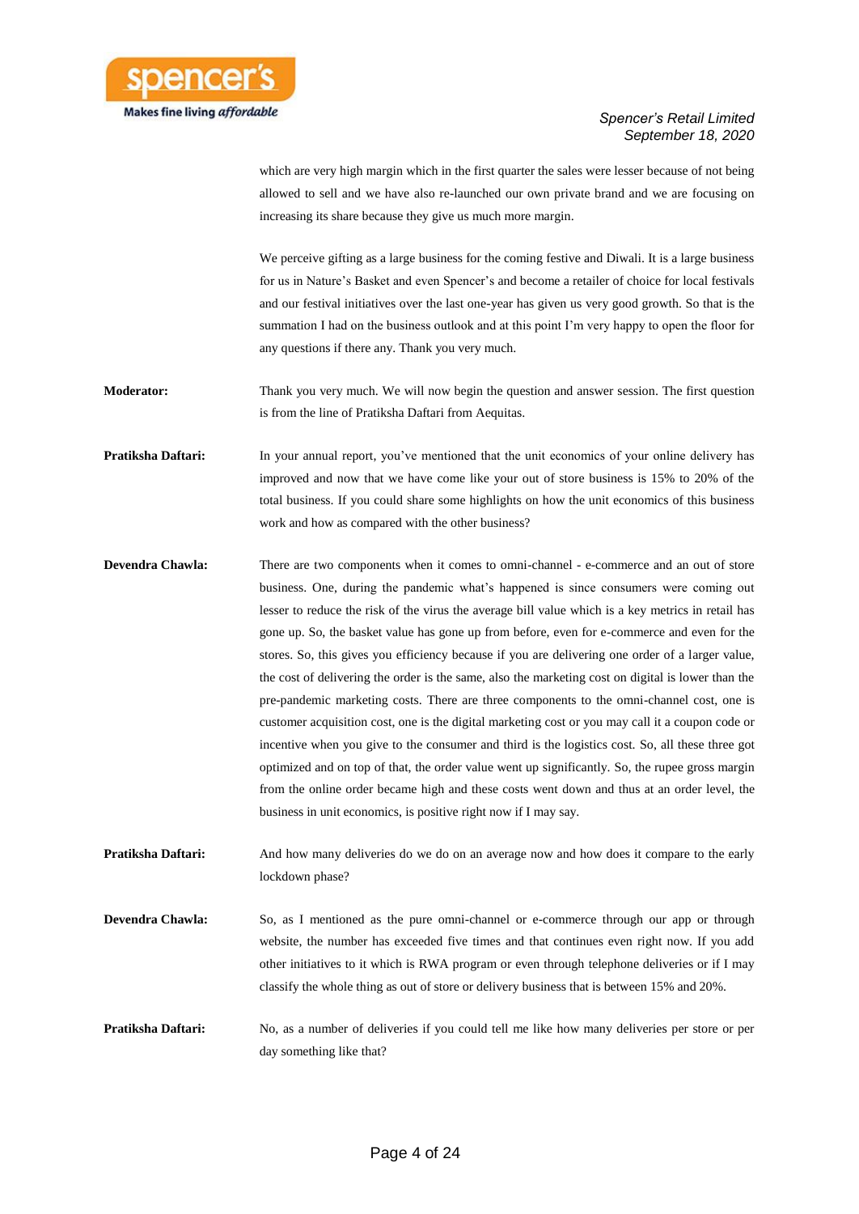which are very high margin which in the first quarter the sales were lesser because of not being allowed to sell and we have also re-launched our own private brand and we are focusing on increasing its share because they give us much more margin.

We perceive gifting as a large business for the coming festive and Diwali. It is a large business for us in Nature's Basket and even Spencer's and become a retailer of choice for local festivals and our festival initiatives over the last one-year has given us very good growth. So that is the summation I had on the business outlook and at this point I'm very happy to open the floor for any questions if there any. Thank you very much.

**Moderator:** Thank you very much. We will now begin the question and answer session. The first question is from the line of Pratiksha Daftari from Aequitas.

**Pratiksha Daftari:** In your annual report, you've mentioned that the unit economics of your online delivery has improved and now that we have come like your out of store business is 15% to 20% of the total business. If you could share some highlights on how the unit economics of this business work and how as compared with the other business?

**Devendra Chawla:** There are two components when it comes to omni-channel - e-commerce and an out of store business. One, during the pandemic what's happened is since consumers were coming out lesser to reduce the risk of the virus the average bill value which is a key metrics in retail has gone up. So, the basket value has gone up from before, even for e-commerce and even for the stores. So, this gives you efficiency because if you are delivering one order of a larger value, the cost of delivering the order is the same, also the marketing cost on digital is lower than the pre-pandemic marketing costs. There are three components to the omni-channel cost, one is customer acquisition cost, one is the digital marketing cost or you may call it a coupon code or incentive when you give to the consumer and third is the logistics cost. So, all these three got optimized and on top of that, the order value went up significantly. So, the rupee gross margin from the online order became high and these costs went down and thus at an order level, the business in unit economics, is positive right now if I may say.

**Pratiksha Daftari:** And how many deliveries do we do on an average now and how does it compare to the early lockdown phase?

**Devendra Chawla:** So, as I mentioned as the pure omni-channel or e-commerce through our app or through website, the number has exceeded five times and that continues even right now. If you add other initiatives to it which is RWA program or even through telephone deliveries or if I may classify the whole thing as out of store or delivery business that is between 15% and 20%.

**Pratiksha Daftari:** No, as a number of deliveries if you could tell me like how many deliveries per store or per day something like that?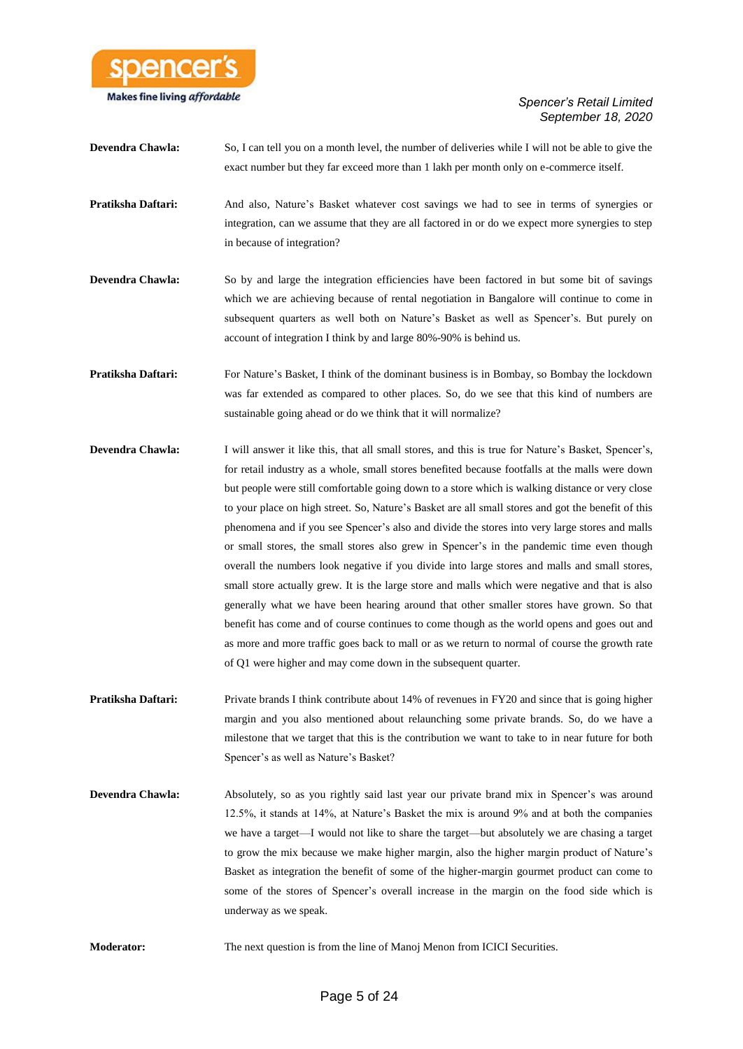**Devendra Chawla:** So, I can tell you on a month level, the number of deliveries while I will not be able to give the exact number but they far exceed more than 1 lakh per month only on e-commerce itself.

**Pratiksha Daftari:** And also, Nature's Basket whatever cost savings we had to see in terms of synergies or integration, can we assume that they are all factored in or do we expect more synergies to step in because of integration?

**Devendra Chawla:** So by and large the integration efficiencies have been factored in but some bit of savings which we are achieving because of rental negotiation in Bangalore will continue to come in subsequent quarters as well both on Nature's Basket as well as Spencer's. But purely on account of integration I think by and large 80%-90% is behind us.

**Pratiksha Daftari:** For Nature's Basket, I think of the dominant business is in Bombay, so Bombay the lockdown was far extended as compared to other places. So, do we see that this kind of numbers are sustainable going ahead or do we think that it will normalize?

**Devendra Chawla:** I will answer it like this, that all small stores, and this is true for Nature's Basket, Spencer's, for retail industry as a whole, small stores benefited because footfalls at the malls were down but people were still comfortable going down to a store which is walking distance or very close to your place on high street. So, Nature's Basket are all small stores and got the benefit of this phenomena and if you see Spencer's also and divide the stores into very large stores and malls or small stores, the small stores also grew in Spencer's in the pandemic time even though overall the numbers look negative if you divide into large stores and malls and small stores, small store actually grew. It is the large store and malls which were negative and that is also generally what we have been hearing around that other smaller stores have grown. So that benefit has come and of course continues to come though as the world opens and goes out and as more and more traffic goes back to mall or as we return to normal of course the growth rate of Q1 were higher and may come down in the subsequent quarter.

**Pratiksha Daftari:** Private brands I think contribute about 14% of revenues in FY20 and since that is going higher margin and you also mentioned about relaunching some private brands. So, do we have a milestone that we target that this is the contribution we want to take to in near future for both Spencer's as well as Nature's Basket?

**Devendra Chawla:** Absolutely, so as you rightly said last year our private brand mix in Spencer's was around 12.5%, it stands at 14%, at Nature's Basket the mix is around 9% and at both the companies we have a target—I would not like to share the target—but absolutely we are chasing a target to grow the mix because we make higher margin, also the higher margin product of Nature's Basket as integration the benefit of some of the higher-margin gourmet product can come to some of the stores of Spencer's overall increase in the margin on the food side which is underway as we speak.

**Moderator:** The next question is from the line of Manoj Menon from ICICI Securities.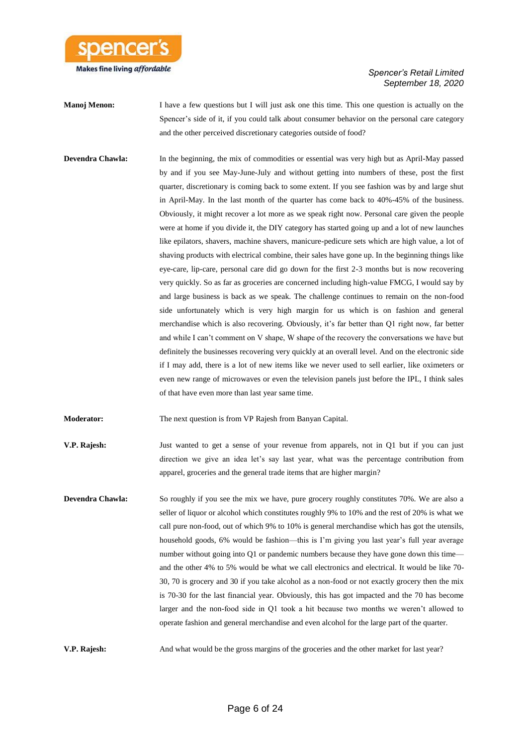**Manoj Menon:** I have a few questions but I will just ask one this time. This one question is actually on the Spencer's side of it, if you could talk about consumer behavior on the personal care category and the other perceived discretionary categories outside of food?

**Devendra Chawla:** In the beginning, the mix of commodities or essential was very high but as April-May passed by and if you see May-June-July and without getting into numbers of these, post the first quarter, discretionary is coming back to some extent. If you see fashion was by and large shut in April-May. In the last month of the quarter has come back to 40%-45% of the business. Obviously, it might recover a lot more as we speak right now. Personal care given the people were at home if you divide it, the DIY category has started going up and a lot of new launches like epilators, shavers, machine shavers, manicure-pedicure sets which are high value, a lot of shaving products with electrical combine, their sales have gone up. In the beginning things like eye-care, lip-care, personal care did go down for the first 2-3 months but is now recovering very quickly. So as far as groceries are concerned including high-value FMCG, I would say by and large business is back as we speak. The challenge continues to remain on the non-food side unfortunately which is very high margin for us which is on fashion and general merchandise which is also recovering. Obviously, it's far better than Q1 right now, far better and while I can't comment on V shape, W shape of the recovery the conversations we have but definitely the businesses recovering very quickly at an overall level. And on the electronic side if I may add, there is a lot of new items like we never used to sell earlier, like oximeters or even new range of microwaves or even the television panels just before the IPL, I think sales of that have even more than last year same time.

**Moderator:** The next question is from VP Rajesh from Banyan Capital.

**V.P. Rajesh:** Just wanted to get a sense of your revenue from apparels, not in Q1 but if you can just direction we give an idea let's say last year, what was the percentage contribution from apparel, groceries and the general trade items that are higher margin?

**Devendra Chawla:** So roughly if you see the mix we have, pure grocery roughly constitutes 70%. We are also a seller of liquor or alcohol which constitutes roughly 9% to 10% and the rest of 20% is what we call pure non-food, out of which 9% to 10% is general merchandise which has got the utensils, household goods, 6% would be fashion—this is I'm giving you last year's full year average number without going into Q1 or pandemic numbers because they have gone down this time—and the other 4% to 5% would be what we call electronics and electrical. It would be like 70-30, 70 is grocery and 30 if you take alcohol as a non-food or not exactly grocery then the mix is 70-30 for the last financial year. Obviously, this has got impacted and the 70 has become larger and the non-food side in Q1 took a hit because two months we weren't allowed to operate fashion and general merchandise and even alcohol for the large part of the quarter.

**V.P. Rajesh:** And what would be the gross margins of the groceries and the other market for last year?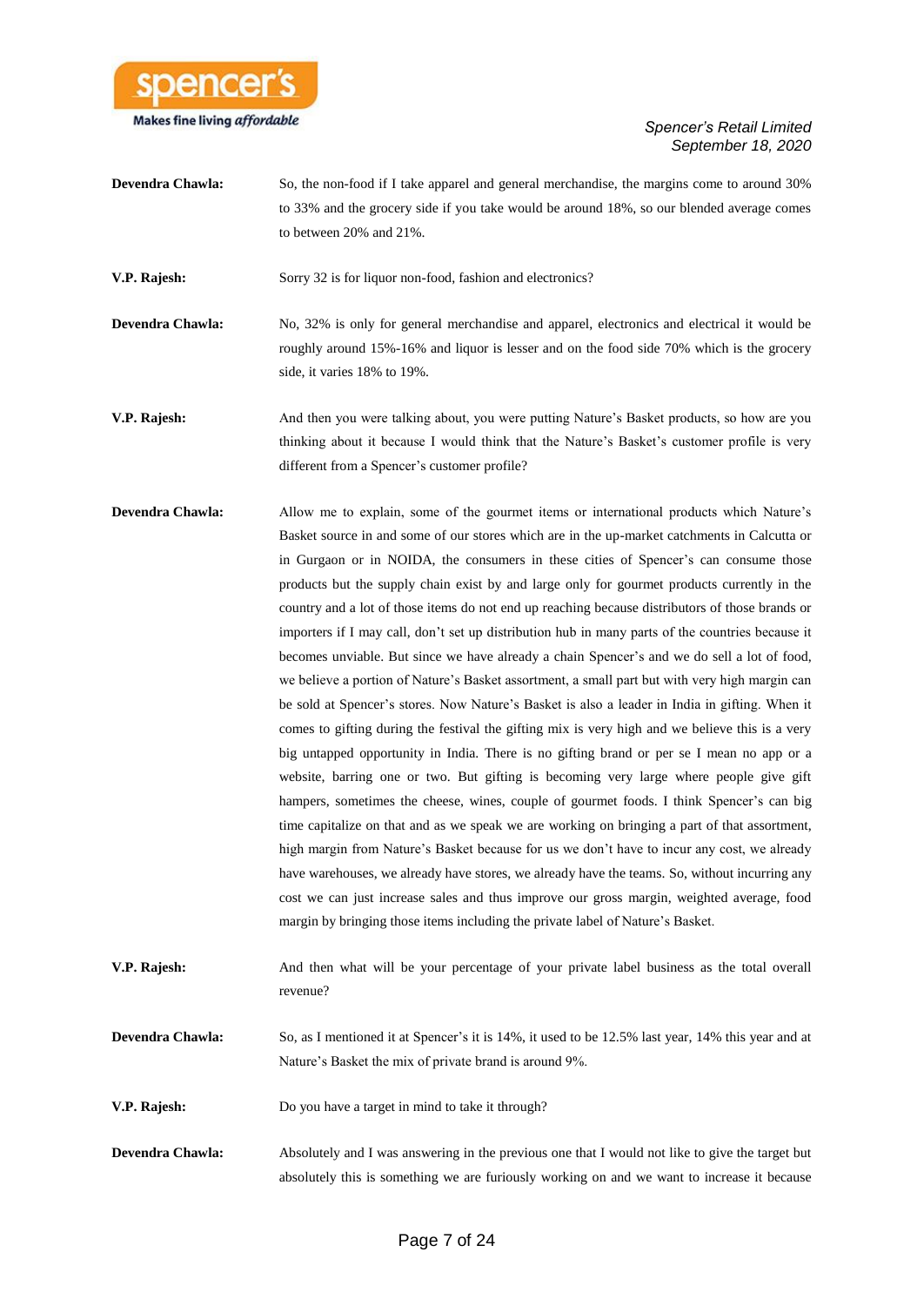**Devendra Chawla:** So, the non-food if I take apparel and general merchandise, the margins come to around 30% to 33% and the grocery side if you take would be around 18%, so our blended average comes to between 20% and 21%.

**V.P. Rajesh:** Sorry 32 is for liquor non-food, fashion and electronics?

**Devendra Chawla:** No, 32% is only for general merchandise and apparel, electronics and electrical it would be roughly around 15%-16% and liquor is lesser and on the food side 70% which is the grocery side, it varies 18% to 19%.

**V.P. Rajesh:** And then you were talking about, you were putting Nature's Basket products, so how are you thinking about it because I would think that the Nature's Basket's customer profile is very different from a Spencer's customer profile?

**Devendra Chawla:** Allow me to explain, some of the gourmet items or international products which Nature's Basket source in and some of our stores which are in the up-market catchments in Calcutta or in Gurgaon or in NOIDA, the consumers in these cities of Spencer's can consume those products but the supply chain exist by and large only for gourmet products currently in the country and a lot of those items do not end up reaching because distributors of those brands or importers if I may call, don't set up distribution hub in many parts of the countries because it becomes unviable. But since we have already a chain Spencer's and we do sell a lot of food, we believe a portion of Nature's Basket assortment, a small part but with very high margin can be sold at Spencer's stores. Now Nature's Basket is also a leader in India in gifting. When it comes to gifting during the festival the gifting mix is very high and we believe this is a very big untapped opportunity in India. There is no gifting brand or per se I mean no app or a website, barring one or two. But gifting is becoming very large where people give gift hampers, sometimes the cheese, wines, couple of gourmet foods. I think Spencer's can big time capitalize on that and as we speak we are working on bringing a part of that assortment, high margin from Nature's Basket because for us we don't have to incur any cost, we already have warehouses, we already have stores, we already have the teams. So, without incurring any cost we can just increase sales and thus improve our gross margin, weighted average, food margin by bringing those items including the private label of Nature's Basket.

**V.P. Rajesh:** And then what will be your percentage of your private label business as the total overall revenue?

**Devendra Chawla:** So, as I mentioned it at Spencer's it is 14%, it used to be 12.5% last year, 14% this year and at Nature's Basket the mix of private brand is around 9%.

**V.P. Rajesh:** Do you have a target in mind to take it through?

**Devendra Chawla:** Absolutely and I was answering in the previous one that I would not like to give the target but absolutely this is something we are furiously working on and we want to increase it because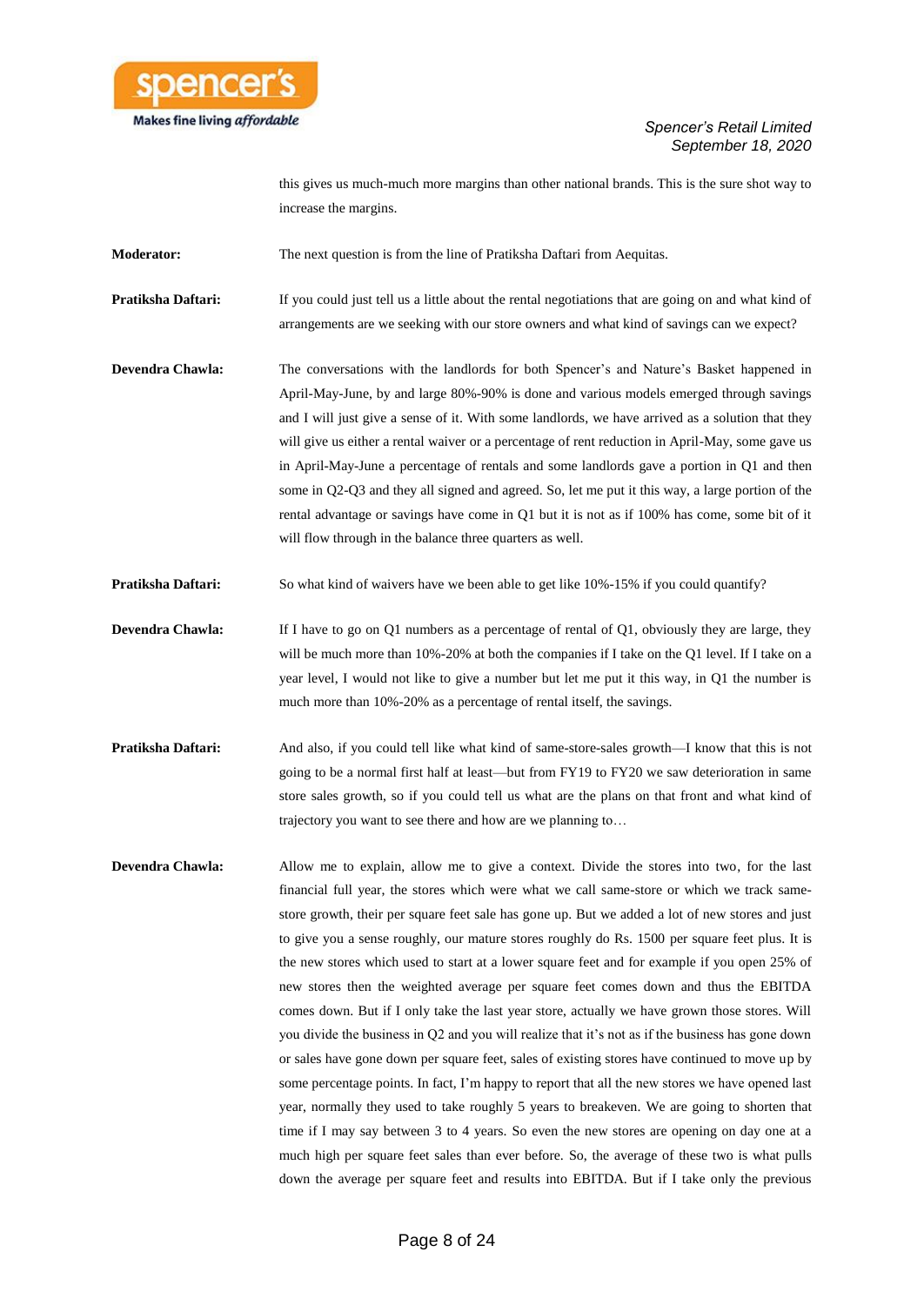this gives us much-much more margins than other national brands. This is the sure shot way to increase the margins.

**Moderator:** The next question is from the line of Pratiksha Daftari from Aequitas.

**Pratiksha Daftari:** If you could just tell us a little about the rental negotiations that are going on and what kind of arrangements are we seeking with our store owners and what kind of savings can we expect?

**Devendra Chawla:** The conversations with the landlords for both Spencer's and Nature's Basket happened in April-May-June, by and large 80%-90% is done and various models emerged through savings and I will just give a sense of it. With some landlords, we have arrived as a solution that they will give us either a rental waiver or a percentage of rent reduction in April-May, some gave us in April-May-June a percentage of rentals and some landlords gave a portion in Q1 and then some in Q2-Q3 and they all signed and agreed. So, let me put it this way, a large portion of the rental advantage or savings have come in Q1 but it is not as if 100% has come, some bit of it will flow through in the balance three quarters as well.

**Pratiksha Daftari:** So what kind of waivers have we been able to get like 10%-15% if you could quantify?

**Devendra Chawla:** If I have to go on Q1 numbers as a percentage of rental of Q1, obviously they are large, they will be much more than 10%-20% at both the companies if I take on the Q1 level. If I take on a year level, I would not like to give a number but let me put it this way, in Q1 the number is much more than 10%-20% as a percentage of rental itself, the savings.

**Pratiksha Daftari:** And also, if you could tell like what kind of same-store-sales growth—I know that this is not going to be a normal first half at least—but from FY19 to FY20 we saw deterioration in same store sales growth, so if you could tell us what are the plans on that front and what kind of trajectory you want to see there and how are we planning to…

**Devendra Chawla:** Allow me to explain, allow me to give a context. Divide the stores into two, for the last financial full year, the stores which were what we call same-store or which we track same-store growth, their per square feet sale has gone up. But we added a lot of new stores and just to give you a sense roughly, our mature stores roughly do Rs. 1500 per square feet plus. It is the new stores which used to start at a lower square feet and for example if you open 25% of new stores then the weighted average per square feet comes down and thus the EBITDA comes down. But if I only take the last year store, actually we have grown those stores. Will you divide the business in Q2 and you will realize that it's not as if the business has gone down or sales have gone down per square feet, sales of existing stores have continued to move up by some percentage points. In fact, I'm happy to report that all the new stores we have opened last year, normally they used to take roughly 5 years to breakeven. We are going to shorten that time if I may say between 3 to 4 years. So even the new stores are opening on day one at a much high per square feet sales than ever before. So, the average of these two is what pulls down the average per square feet and results into EBITDA. But if I take only the previous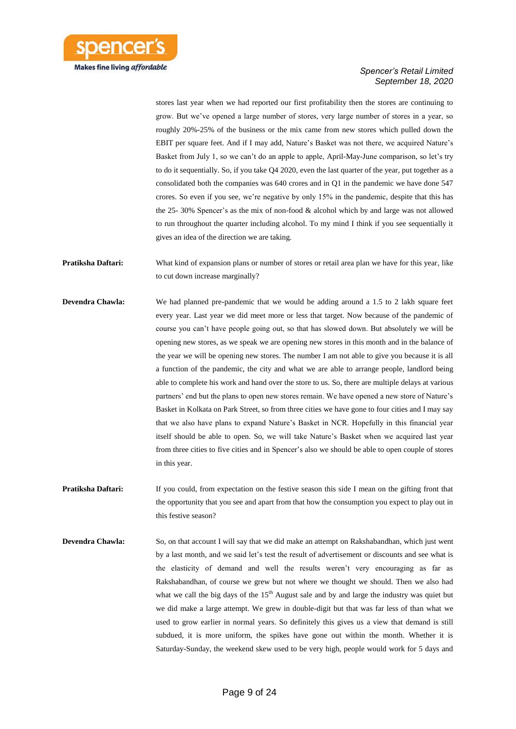stores last year when we had reported our first profitability then the stores are continuing to grow. But we've opened a large number of stores, very large number of stores in a year, so roughly 20%-25% of the business or the mix came from new stores which pulled down the EBIT per square feet. And if I may add, Nature's Basket was not there, we acquired Nature's Basket from July 1, so we can't do an apple to apple, April-May-June comparison, so let's try to do it sequentially. So, if you take Q4 2020, even the last quarter of the year, put together as a consolidated both the companies was 640 crores and in Q1 in the pandemic we have done 547 crores. So even if you see, we're negative by only 15% in the pandemic, despite that this has the 25- 30% Spencer's as the mix of non-food & alcohol which by and large was not allowed to run throughout the quarter including alcohol. To my mind I think if you see sequentially it gives an idea of the direction we are taking.

**Pratiksha Daftari:** What kind of expansion plans or number of stores or retail area plan we have for this year, like to cut down increase marginally?

**Devendra Chawla:** We had planned pre-pandemic that we would be adding around a 1.5 to 2 lakh square feet every year. Last year we did meet more or less that target. Now because of the pandemic of course you can't have people going out, so that has slowed down. But absolutely we will be opening new stores, as we speak we are opening new stores in this month and in the balance of the year we will be opening new stores. The number I am not able to give you because it is all a function of the pandemic, the city and what we are able to arrange people, landlord being able to complete his work and hand over the store to us. So, there are multiple delays at various partners' end but the plans to open new stores remain. We have opened a new store of Nature's Basket in Kolkata on Park Street, so from three cities we have gone to four cities and I may say that we also have plans to expand Nature's Basket in NCR. Hopefully in this financial year itself should be able to open. So, we will take Nature's Basket when we acquired last year from three cities to five cities and in Spencer's also we should be able to open couple of stores in this year.

**Pratiksha Daftari:** If you could, from expectation on the festive season this side I mean on the gifting front that the opportunity that you see and apart from that how the consumption you expect to play out in this festive season?

**Devendra Chawla:** So, on that account I will say that we did make an attempt on Rakshabandhan, which just went by a last month, and we said let's test the result of advertisement or discounts and see what is the elasticity of demand and well the results weren't very encouraging as far as Rakshabandhan, of course we grew but not where we thought we should. Then we also had what we call the big days of the 15th August sale and by and large the industry was quiet but we did make a large attempt. We grew in double-digit but that was far less of than what we used to grow earlier in normal years. So definitely this gives us a view that demand is still subdued, it is more uniform, the spikes have gone out within the month. Whether it is Saturday-Sunday, the weekend skew used to be very high, people would work for 5 days and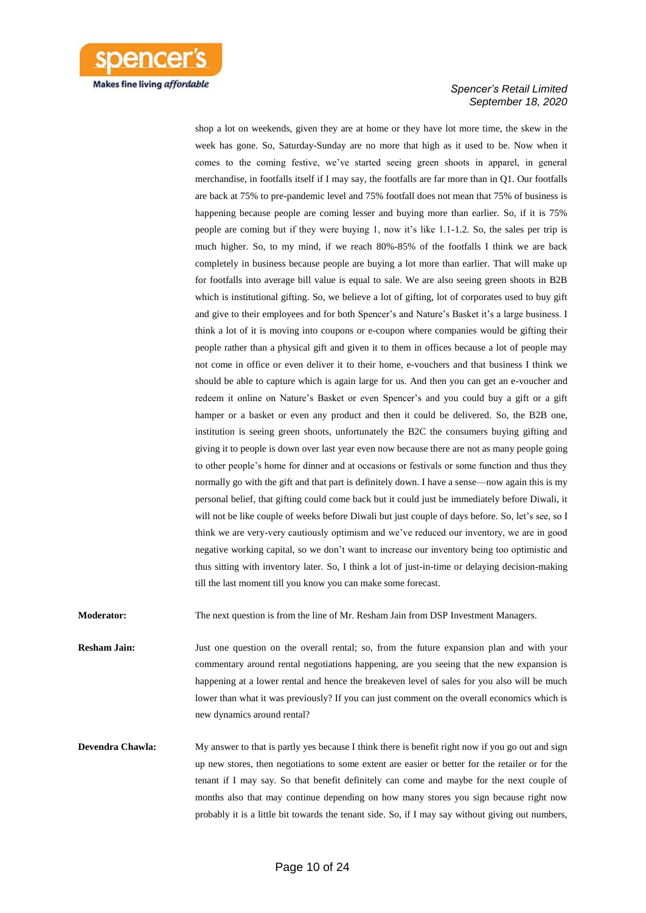shop a lot on weekends, given they are at home or they have lot more time, the skew in the week has gone. So, Saturday-Sunday are no more that high as it used to be. Now when it comes to the coming festive, we've started seeing green shoots in apparel, in general merchandise, in footfalls itself if I may say, the footfalls are far more than in Q1. Our footfalls are back at 75% to pre-pandemic level and 75% footfall does not mean that 75% of business is happening because people are coming lesser and buying more than earlier. So, if it is 75% people are coming but if they were buying 1, now it's like 1.1-1.2. So, the sales per trip is much higher. So, to my mind, if we reach 80%-85% of the footfalls I think we are back completely in business because people are buying a lot more than earlier. That will make up for footfalls into average bill value is equal to sale. We are also seeing green shoots in B2B which is institutional gifting. So, we believe a lot of gifting, lot of corporates used to buy gift and give to their employees and for both Spencer's and Nature's Basket it's a large business. I think a lot of it is moving into coupons or e-coupon where companies would be gifting their people rather than a physical gift and given it to them in offices because a lot of people may not come in office or even deliver it to their home, e-vouchers and that business I think we should be able to capture which is again large for us. And then you can get an e-voucher and redeem it online on Nature's Basket or even Spencer's and you could buy a gift or a gift hamper or a basket or even any product and then it could be delivered. So, the B2B one, institution is seeing green shoots, unfortunately the B2C the consumers buying gifting and giving it to people is down over last year even now because there are not as many people going to other people's home for dinner and at occasions or festivals or some function and thus they normally go with the gift and that part is definitely down. I have a sense—now again this is my personal belief, that gifting could come back but it could just be immediately before Diwali, it will not be like couple of weeks before Diwali but just couple of days before. So, let's see, so I think we are very-very cautiously optimism and we've reduced our inventory, we are in good negative working capital, so we don't want to increase our inventory being too optimistic and thus sitting with inventory later. So, I think a lot of just-in-time or delaying decision-making till the last moment till you know you can make some forecast.

**Moderator:** The next question is from the line of Mr. Resham Jain from DSP Investment Managers.

**Resham Jain:** Just one question on the overall rental; so, from the future expansion plan and with your commentary around rental negotiations happening, are you seeing that the new expansion is happening at a lower rental and hence the breakeven level of sales for you also will be much lower than what it was previously? If you can just comment on the overall economics which is new dynamics around rental?

**Devendra Chawla:** My answer to that is partly yes because I think there is benefit right now if you go out and sign up new stores, then negotiations to some extent are easier or better for the retailer or for the tenant if I may say. So that benefit definitely can come and maybe for the next couple of months also that may continue depending on how many stores you sign because right now probably it is a little bit towards the tenant side. So, if I may say without giving out numbers,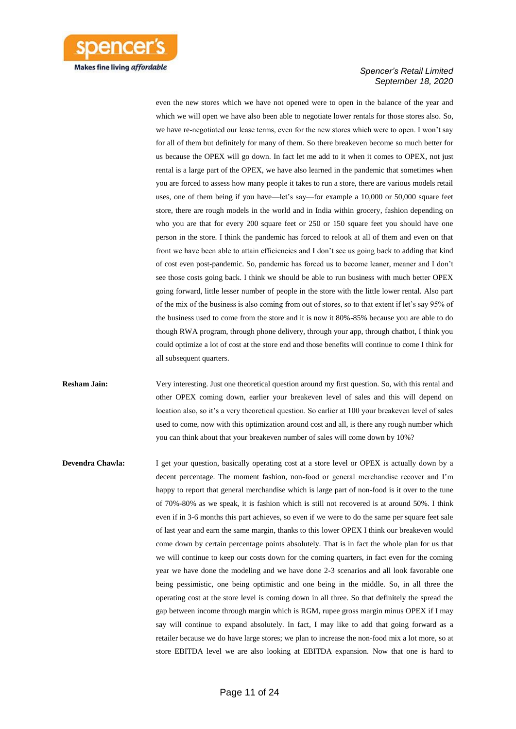even the new stores which we have not opened were to open in the balance of the year and which we will open we have also been able to negotiate lower rentals for those stores also. So, we have re-negotiated our lease terms, even for the new stores which were to open. I won't say for all of them but definitely for many of them. So there breakeven become so much better for us because the OPEX will go down. In fact let me add to it when it comes to OPEX, not just rental is a large part of the OPEX, we have also learned in the pandemic that sometimes when you are forced to assess how many people it takes to run a store, there are various models retail uses, one of them being if you have—let's say—for example a 10,000 or 50,000 square feet store, there are rough models in the world and in India within grocery, fashion depending on who you are that for every 200 square feet or 250 or 150 square feet you should have one person in the store. I think the pandemic has forced to relook at all of them and even on that front we have been able to attain efficiencies and I don't see us going back to adding that kind of cost even post-pandemic. So, pandemic has forced us to become leaner, meaner and I don't see those costs going back. I think we should be able to run business with much better OPEX going forward, little lesser number of people in the store with the little lower rental. Also part of the mix of the business is also coming from out of stores, so to that extent if let's say 95% of the business used to come from the store and it is now it 80%-85% because you are able to do though RWA program, through phone delivery, through your app, through chatbot, I think you could optimize a lot of cost at the store end and those benefits will continue to come I think for all subsequent quarters.

**Resham Jain:** Very interesting. Just one theoretical question around my first question. So, with this rental and other OPEX coming down, earlier your breakeven level of sales and this will depend on location also, so it's a very theoretical question. So earlier at 100 your breakeven level of sales used to come, now with this optimization around cost and all, is there any rough number which you can think about that your breakeven number of sales will come down by 10%?

**Devendra Chawla:** I get your question, basically operating cost at a store level or OPEX is actually down by a decent percentage. The moment fashion, non-food or general merchandise recover and I'm happy to report that general merchandise which is large part of non-food is it over to the tune of 70%-80% as we speak, it is fashion which is still not recovered is at around 50%. I think even if in 3-6 months this part achieves, so even if we were to do the same per square feet sale of last year and earn the same margin, thanks to this lower OPEX I think our breakeven would come down by certain percentage points absolutely. That is in fact the whole plan for us that we will continue to keep our costs down for the coming quarters, in fact even for the coming year we have done the modeling and we have done 2-3 scenarios and all look favorable one being pessimistic, one being optimistic and one being in the middle. So, in all three the operating cost at the store level is coming down in all three. So that definitely the spread the gap between income through margin which is RGM, rupee gross margin minus OPEX if I may say will continue to expand absolutely. In fact, I may like to add that going forward as a retailer because we do have large stores; we plan to increase the non-food mix a lot more, so at store EBITDA level we are also looking at EBITDA expansion. Now that one is hard to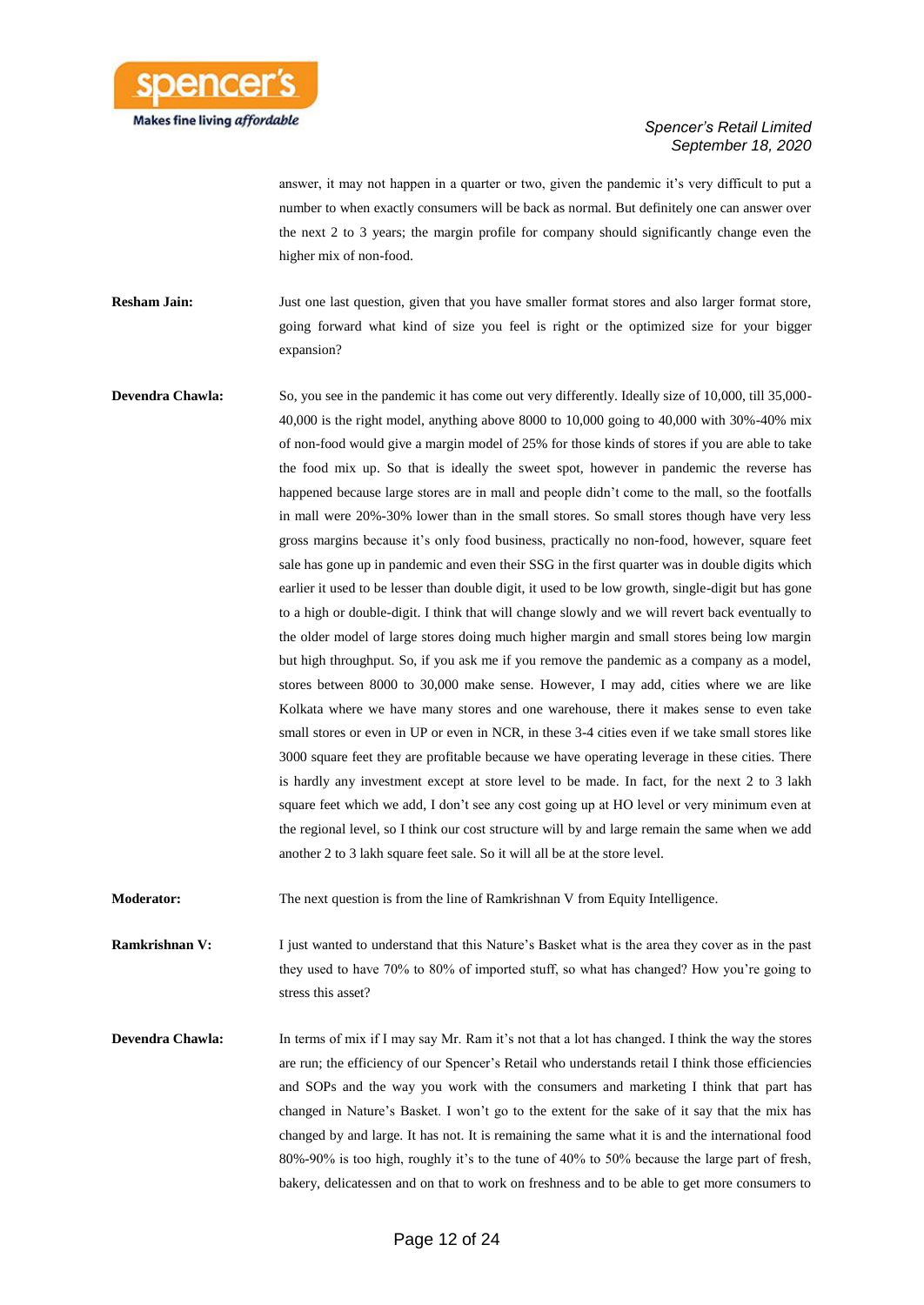answer, it may not happen in a quarter or two, given the pandemic it's very difficult to put a number to when exactly consumers will be back as normal. But definitely one can answer over the next 2 to 3 years; the margin profile for company should significantly change even the higher mix of non-food.

**Resham Jain:** Just one last question, given that you have smaller format stores and also larger format store, going forward what kind of size you feel is right or the optimized size for your bigger expansion?

**Devendra Chawla:** So, you see in the pandemic it has come out very differently. Ideally size of 10,000, till 35,000-40,000 is the right model, anything above 8000 to 10,000 going to 40,000 with 30%-40% mix of non-food would give a margin model of 25% for those kinds of stores if you are able to take the food mix up. So that is ideally the sweet spot, however in pandemic the reverse has happened because large stores are in mall and people didn't come to the mall, so the footfalls in mall were 20%-30% lower than in the small stores. So small stores though have very less gross margins because it's only food business, practically no non-food, however, square feet sale has gone up in pandemic and even their SSG in the first quarter was in double digits which earlier it used to be lesser than double digit, it used to be low growth, single-digit but has gone to a high or double-digit. I think that will change slowly and we will revert back eventually to the older model of large stores doing much higher margin and small stores being low margin but high throughput. So, if you ask me if you remove the pandemic as a company as a model, stores between 8000 to 30,000 make sense. However, I may add, cities where we are like Kolkata where we have many stores and one warehouse, there it makes sense to even take small stores or even in UP or even in NCR, in these 3-4 cities even if we take small stores like 3000 square feet they are profitable because we have operating leverage in these cities. There is hardly any investment except at store level to be made. In fact, for the next 2 to 3 lakh square feet which we add, I don't see any cost going up at HO level or very minimum even at the regional level, so I think our cost structure will by and large remain the same when we add another 2 to 3 lakh square feet sale. So it will all be at the store level.

**Moderator:** The next question is from the line of Ramkrishnan V from Equity Intelligence.

**Ramkrishnan V:** I just wanted to understand that this Nature's Basket what is the area they cover as in the past they used to have 70% to 80% of imported stuff, so what has changed? How you're going to stress this asset?

**Devendra Chawla:** In terms of mix if I may say Mr. Ram it's not that a lot has changed. I think the way the stores are run; the efficiency of our Spencer's Retail who understands retail I think those efficiencies and SOPs and the way you work with the consumers and marketing I think that part has changed in Nature's Basket. I won't go to the extent for the sake of it say that the mix has changed by and large. It has not. It is remaining the same what it is and the international food 80%-90% is too high, roughly it's to the tune of 40% to 50% because the large part of fresh, bakery, delicatessen and on that to work on freshness and to be able to get more consumers to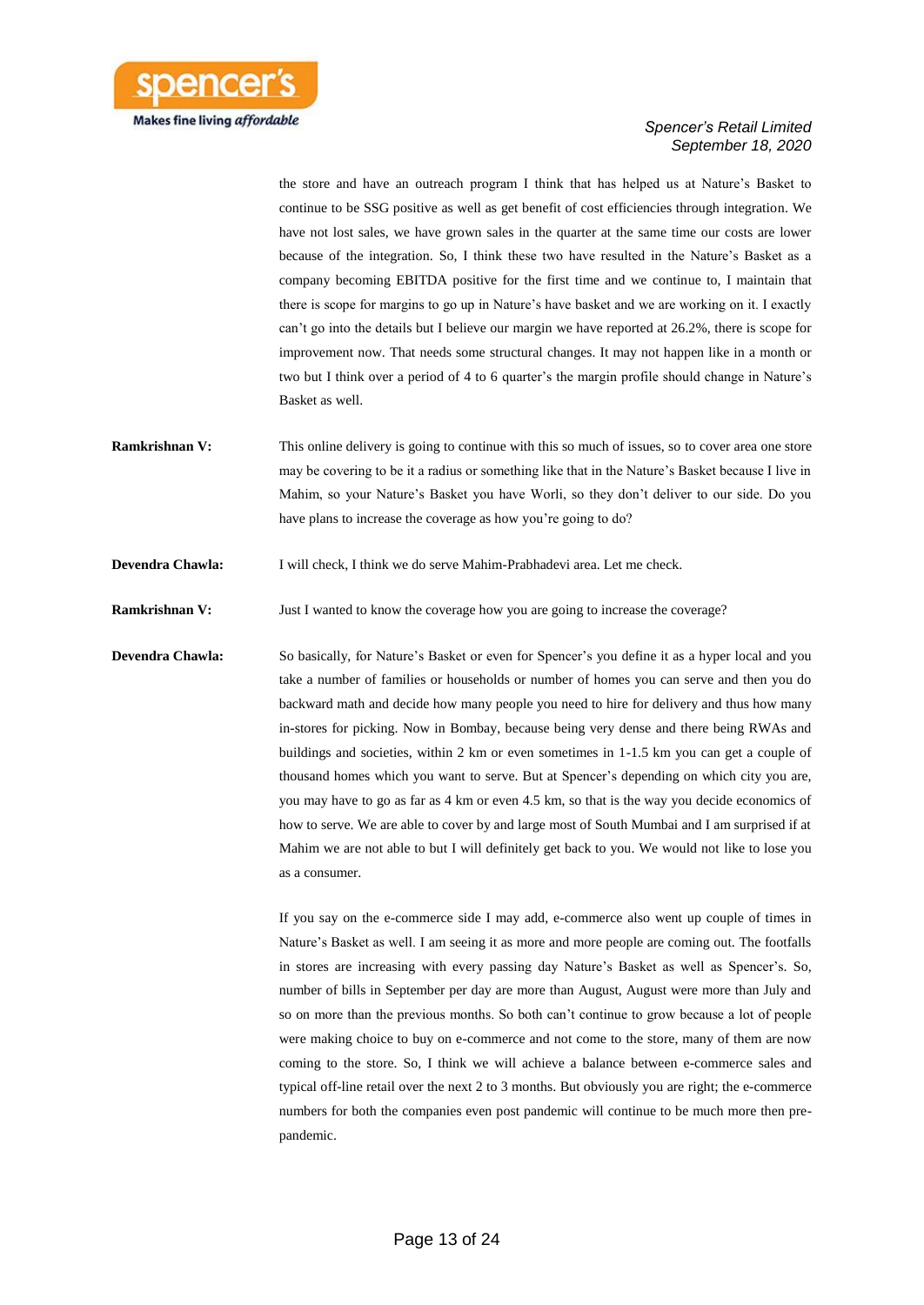the store and have an outreach program I think that has helped us at Nature's Basket to continue to be SSG positive as well as get benefit of cost efficiencies through integration. We have not lost sales, we have grown sales in the quarter at the same time our costs are lower because of the integration. So, I think these two have resulted in the Nature's Basket as a company becoming EBITDA positive for the first time and we continue to, I maintain that there is scope for margins to go up in Nature's have basket and we are working on it. I exactly can't go into the details but I believe our margin we have reported at 26.2%, there is scope for improvement now. That needs some structural changes. It may not happen like in a month or two but I think over a period of 4 to 6 quarter's the margin profile should change in Nature's Basket as well.

**Ramkrishnan V:** This online delivery is going to continue with this so much of issues, so to cover area one store may be covering to be it a radius or something like that in the Nature's Basket because I live in Mahim, so your Nature's Basket you have Worli, so they don't deliver to our side. Do you have plans to increase the coverage as how you're going to do?

**Devendra Chawla:** I will check, I think we do serve Mahim-Prabhadevi area. Let me check.

**Ramkrishnan V:** Just I wanted to know the coverage how you are going to increase the coverage?

**Devendra Chawla:** So basically, for Nature's Basket or even for Spencer's you define it as a hyper local and you take a number of families or households or number of homes you can serve and then you do backward math and decide how many people you need to hire for delivery and thus how many in-stores for picking. Now in Bombay, because being very dense and there being RWAs and buildings and societies, within 2 km or even sometimes in 1-1.5 km you can get a couple of thousand homes which you want to serve. But at Spencer's depending on which city you are, you may have to go as far as 4 km or even 4.5 km, so that is the way you decide economics of how to serve. We are able to cover by and large most of South Mumbai and I am surprised if at Mahim we are not able to but I will definitely get back to you. We would not like to lose you as a consumer.

If you say on the e-commerce side I may add, e-commerce also went up couple of times in Nature's Basket as well. I am seeing it as more and more people are coming out. The footfalls in stores are increasing with every passing day Nature's Basket as well as Spencer's. So, number of bills in September per day are more than August, August were more than July and so on more than the previous months. So both can't continue to grow because a lot of people were making choice to buy on e-commerce and not come to the store, many of them are now coming to the store. So, I think we will achieve a balance between e-commerce sales and typical off-line retail over the next 2 to 3 months. But obviously you are right; the e-commerce numbers for both the companies even post pandemic will continue to be much more then pre-pandemic.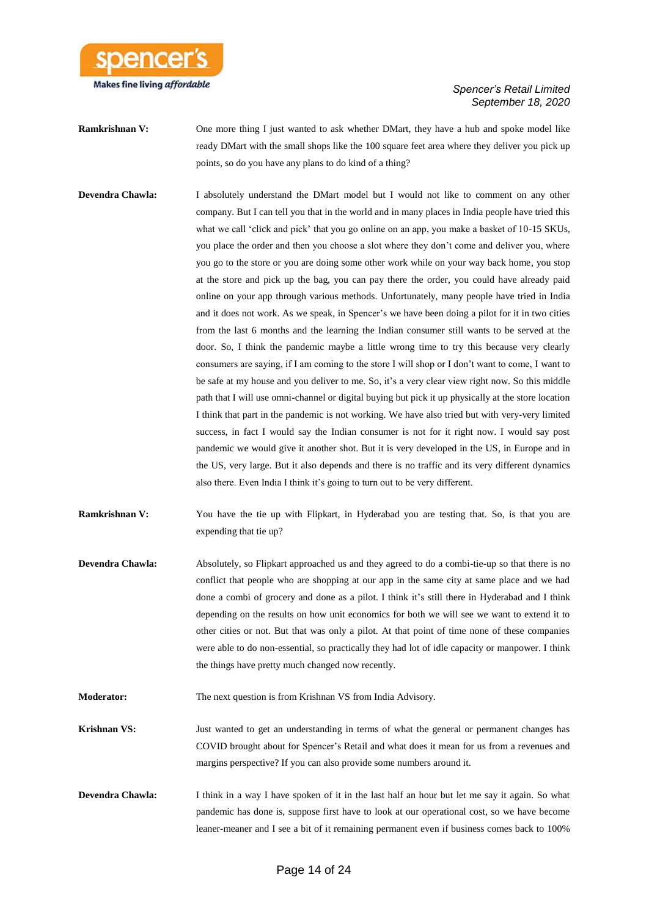**Ramkrishnan V:** One more thing I just wanted to ask whether DMart, they have a hub and spoke model like ready DMart with the small shops like the 100 square feet area where they deliver you pick up points, so do you have any plans to do kind of a thing?

**Devendra Chawla:** I absolutely understand the DMart model but I would not like to comment on any other company. But I can tell you that in the world and in many places in India people have tried this what we call 'click and pick' that you go online on an app, you make a basket of 10-15 SKUs, you place the order and then you choose a slot where they don't come and deliver you, where you go to the store or you are doing some other work while on your way back home, you stop at the store and pick up the bag, you can pay there the order, you could have already paid online on your app through various methods. Unfortunately, many people have tried in India and it does not work. As we speak, in Spencer's we have been doing a pilot for it in two cities from the last 6 months and the learning the Indian consumer still wants to be served at the door. So, I think the pandemic maybe a little wrong time to try this because very clearly consumers are saying, if I am coming to the store I will shop or I don't want to come, I want to be safe at my house and you deliver to me. So, it's a very clear view right now. So this middle path that I will use omni-channel or digital buying but pick it up physically at the store location I think that part in the pandemic is not working. We have also tried but with very-very limited success, in fact I would say the Indian consumer is not for it right now. I would say post pandemic we would give it another shot. But it is very developed in the US, in Europe and in the US, very large. But it also depends and there is no traffic and its very different dynamics also there. Even India I think it's going to turn out to be very different.

**Ramkrishnan V:** You have the tie up with Flipkart, in Hyderabad you are testing that. So, is that you are expending that tie up?

**Devendra Chawla:** Absolutely, so Flipkart approached us and they agreed to do a combi-tie-up so that there is no conflict that people who are shopping at our app in the same city at same place and we had done a combi of grocery and done as a pilot. I think it's still there in Hyderabad and I think depending on the results on how unit economics for both we will see we want to extend it to other cities or not. But that was only a pilot. At that point of time none of these companies were able to do non-essential, so practically they had lot of idle capacity or manpower. I think the things have pretty much changed now recently.

**Moderator:** The next question is from Krishnan VS from India Advisory.

**Krishnan VS:** Just wanted to get an understanding in terms of what the general or permanent changes has COVID brought about for Spencer's Retail and what does it mean for us from a revenues and margins perspective? If you can also provide some numbers around it.

**Devendra Chawla:** I think in a way I have spoken of it in the last half an hour but let me say it again. So what pandemic has done is, suppose first have to look at our operational cost, so we have become leaner-meaner and I see a bit of it remaining permanent even if business comes back to 100%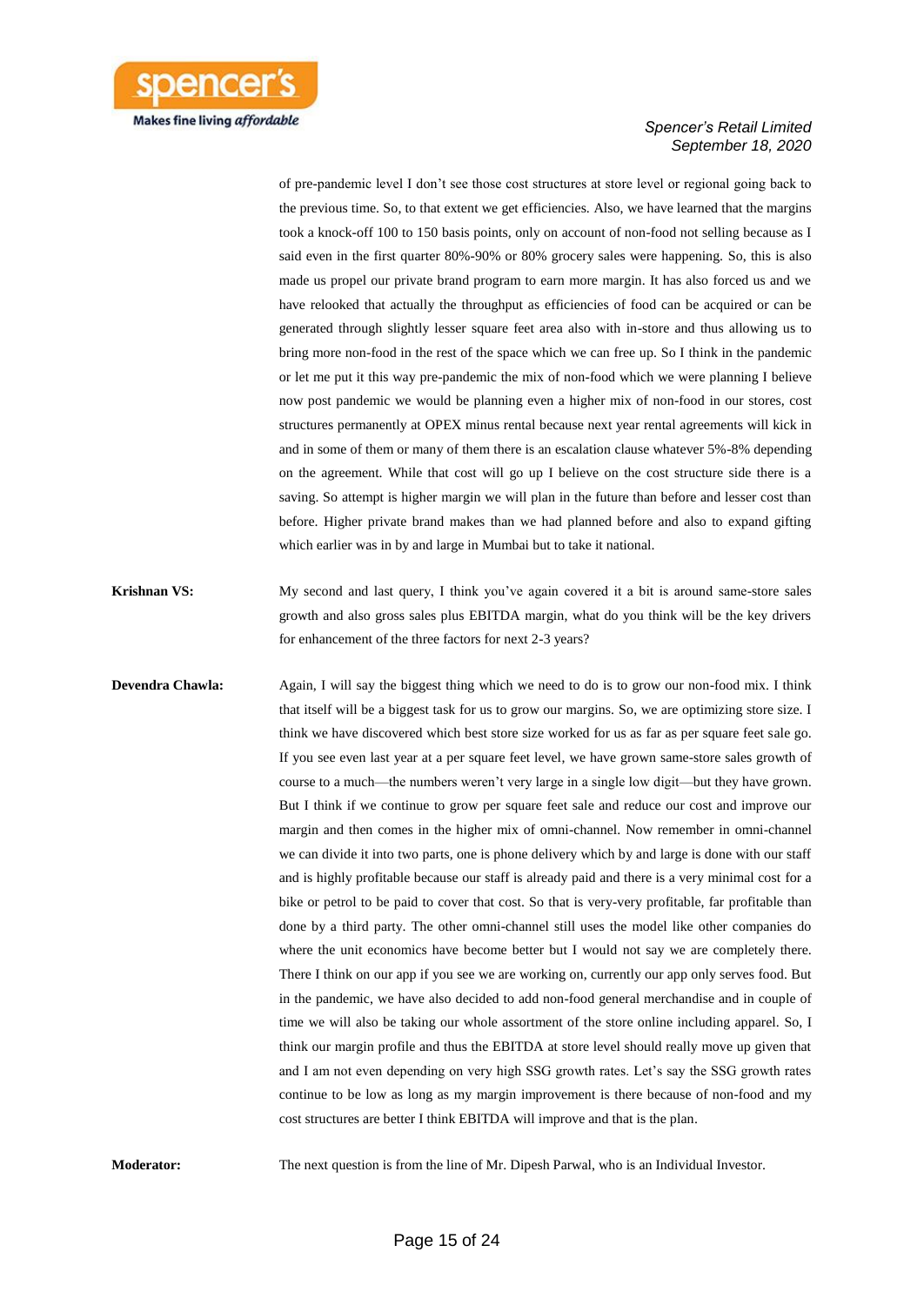of pre-pandemic level I don't see those cost structures at store level or regional going back to the previous time. So, to that extent we get efficiencies. Also, we have learned that the margins took a knock-off 100 to 150 basis points, only on account of non-food not selling because as I said even in the first quarter 80%-90% or 80% grocery sales were happening. So, this is also made us propel our private brand program to earn more margin. It has also forced us and we have relooked that actually the throughput as efficiencies of food can be acquired or can be generated through slightly lesser square feet area also with in-store and thus allowing us to bring more non-food in the rest of the space which we can free up. So I think in the pandemic or let me put it this way pre-pandemic the mix of non-food which we were planning I believe now post pandemic we would be planning even a higher mix of non-food in our stores, cost structures permanently at OPEX minus rental because next year rental agreements will kick in and in some of them or many of them there is an escalation clause whatever 5%-8% depending on the agreement. While that cost will go up I believe on the cost structure side there is a saving. So attempt is higher margin we will plan in the future than before and lesser cost than before. Higher private brand makes than we had planned before and also to expand gifting which earlier was in by and large in Mumbai but to take it national.

**Krishnan VS:** My second and last query, I think you've again covered it a bit is around same-store sales growth and also gross sales plus EBITDA margin, what do you think will be the key drivers for enhancement of the three factors for next 2-3 years?

**Devendra Chawla:** Again, I will say the biggest thing which we need to do is to grow our non-food mix. I think that itself will be a biggest task for us to grow our margins. So, we are optimizing store size. I think we have discovered which best store size worked for us as far as per square feet sale go. If you see even last year at a per square feet level, we have grown same-store sales growth of course to a much—the numbers weren't very large in a single low digit—but they have grown. But I think if we continue to grow per square feet sale and reduce our cost and improve our margin and then comes in the higher mix of omni-channel. Now remember in omni-channel we can divide it into two parts, one is phone delivery which by and large is done with our staff and is highly profitable because our staff is already paid and there is a very minimal cost for a bike or petrol to be paid to cover that cost. So that is very-very profitable, far profitable than done by a third party. The other omni-channel still uses the model like other companies do where the unit economics have become better but I would not say we are completely there. There I think on our app if you see we are working on, currently our app only serves food. But in the pandemic, we have also decided to add non-food general merchandise and in couple of time we will also be taking our whole assortment of the store online including apparel. So, I think our margin profile and thus the EBITDA at store level should really move up given that and I am not even depending on very high SSG growth rates. Let's say the SSG growth rates continue to be low as long as my margin improvement is there because of non-food and my cost structures are better I think EBITDA will improve and that is the plan.

**Moderator:** The next question is from the line of Mr. Dipesh Parwal, who is an Individual Investor.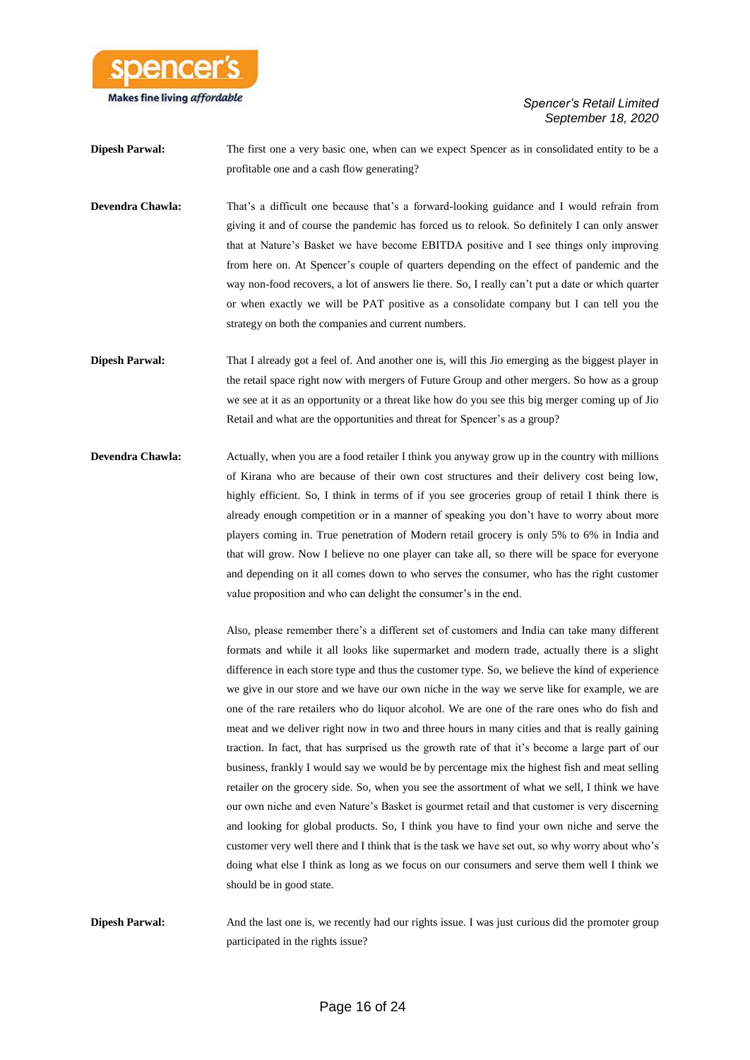**Dipesh Parwal:** The first one a very basic one, when can we expect Spencer as in consolidated entity to be a profitable one and a cash flow generating?

**Devendra Chawla:** That's a difficult one because that's a forward-looking guidance and I would refrain from giving it and of course the pandemic has forced us to relook. So definitely I can only answer that at Nature's Basket we have become EBITDA positive and I see things only improving from here on. At Spencer's couple of quarters depending on the effect of pandemic and the way non-food recovers, a lot of answers lie there. So, I really can't put a date or which quarter or when exactly we will be PAT positive as a consolidate company but I can tell you the strategy on both the companies and current numbers.

**Dipesh Parwal:** That I already got a feel of. And another one is, will this Jio emerging as the biggest player in the retail space right now with mergers of Future Group and other mergers. So how as a group we see at it as an opportunity or a threat like how do you see this big merger coming up of Jio Retail and what are the opportunities and threat for Spencer's as a group?

**Devendra Chawla:** Actually, when you are a food retailer I think you anyway grow up in the country with millions of Kirana who are because of their own cost structures and their delivery cost being low, highly efficient. So, I think in terms of if you see groceries group of retail I think there is already enough competition or in a manner of speaking you don't have to worry about more players coming in. True penetration of Modern retail grocery is only 5% to 6% in India and that will grow. Now I believe no one player can take all, so there will be space for everyone and depending on it all comes down to who serves the consumer, who has the right customer value proposition and who can delight the consumer's in the end.

Also, please remember there's a different set of customers and India can take many different formats and while it all looks like supermarket and modern trade, actually there is a slight difference in each store type and thus the customer type. So, we believe the kind of experience we give in our store and we have our own niche in the way we serve like for example, we are one of the rare retailers who do liquor alcohol. We are one of the rare ones who do fish and meat and we deliver right now in two and three hours in many cities and that is really gaining traction. In fact, that has surprised us the growth rate of that it's become a large part of our business, frankly I would say we would be by percentage mix the highest fish and meat selling retailer on the grocery side. So, when you see the assortment of what we sell, I think we have our own niche and even Nature's Basket is gourmet retail and that customer is very discerning and looking for global products. So, I think you have to find your own niche and serve the customer very well there and I think that is the task we have set out, so why worry about who's doing what else I think as long as we focus on our consumers and serve them well I think we should be in good state.

**Dipesh Parwal:** And the last one is, we recently had our rights issue. I was just curious did the promoter group participated in the rights issue?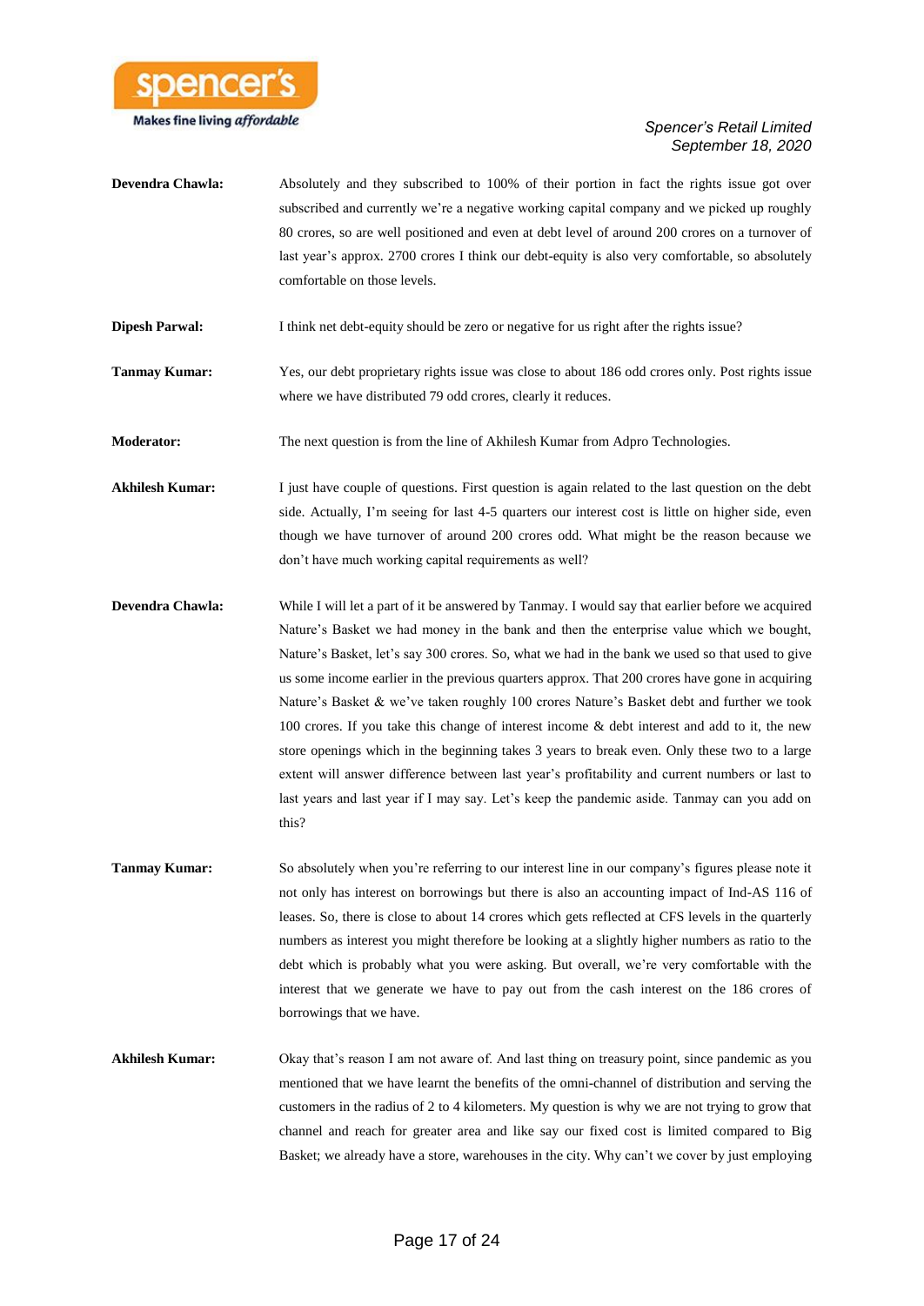**Devendra Chawla:** Absolutely and they subscribed to 100% of their portion in fact the rights issue got over subscribed and currently we're a negative working capital company and we picked up roughly 80 crores, so are well positioned and even at debt level of around 200 crores on a turnover of last year's approx. 2700 crores I think our debt-equity is also very comfortable, so absolutely comfortable on those levels.

**Dipesh Parwal:** I think net debt-equity should be zero or negative for us right after the rights issue?

**Tanmay Kumar:** Yes, our debt proprietary rights issue was close to about 186 odd crores only. Post rights issue where we have distributed 79 odd crores, clearly it reduces.

**Moderator:** The next question is from the line of Akhilesh Kumar from Adpro Technologies.

**Akhilesh Kumar:** I just have couple of questions. First question is again related to the last question on the debt side. Actually, I'm seeing for last 4-5 quarters our interest cost is little on higher side, even though we have turnover of around 200 crores odd. What might be the reason because we don't have much working capital requirements as well?

**Devendra Chawla:** While I will let a part of it be answered by Tanmay. I would say that earlier before we acquired Nature's Basket we had money in the bank and then the enterprise value which we bought, Nature's Basket, let's say 300 crores. So, what we had in the bank we used so that used to give us some income earlier in the previous quarters approx. That 200 crores have gone in acquiring Nature's Basket & we've taken roughly 100 crores Nature's Basket debt and further we took 100 crores. If you take this change of interest income & debt interest and add to it, the new store openings which in the beginning takes 3 years to break even. Only these two to a large extent will answer difference between last year's profitability and current numbers or last to last years and last year if I may say. Let's keep the pandemic aside. Tanmay can you add on this?

**Tanmay Kumar:** So absolutely when you're referring to our interest line in our company's figures please note it not only has interest on borrowings but there is also an accounting impact of Ind-AS 116 of leases. So, there is close to about 14 crores which gets reflected at CFS levels in the quarterly numbers as interest you might therefore be looking at a slightly higher numbers as ratio to the debt which is probably what you were asking. But overall, we're very comfortable with the interest that we generate we have to pay out from the cash interest on the 186 crores of borrowings that we have.

**Akhilesh Kumar:** Okay that's reason I am not aware of. And last thing on treasury point, since pandemic as you mentioned that we have learnt the benefits of the omni-channel of distribution and serving the customers in the radius of 2 to 4 kilometers. My question is why we are not trying to grow that channel and reach for greater area and like say our fixed cost is limited compared to Big Basket; we already have a store, warehouses in the city. Why can't we cover by just employing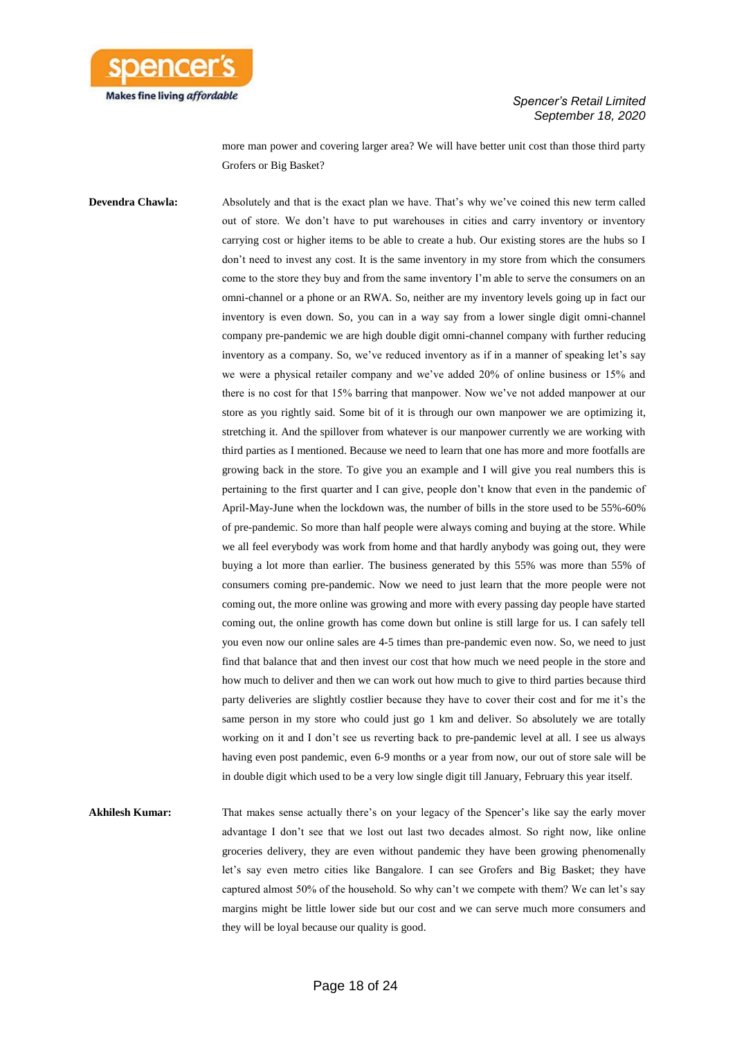more man power and covering larger area? We will have better unit cost than those third party Grofers or Big Basket?

**Devendra Chawla:** Absolutely and that is the exact plan we have. That's why we've coined this new term called out of store. We don't have to put warehouses in cities and carry inventory or inventory carrying cost or higher items to be able to create a hub. Our existing stores are the hubs so I don't need to invest any cost. It is the same inventory in my store from which the consumers come to the store they buy and from the same inventory I'm able to serve the consumers on an omni-channel or a phone or an RWA. So, neither are my inventory levels going up in fact our inventory is even down. So, you can in a way say from a lower single digit omni-channel company pre-pandemic we are high double digit omni-channel company with further reducing inventory as a company. So, we've reduced inventory as if in a manner of speaking let's say we were a physical retailer company and we've added 20% of online business or 15% and there is no cost for that 15% barring that manpower. Now we've not added manpower at our store as you rightly said. Some bit of it is through our own manpower we are optimizing it, stretching it. And the spillover from whatever is our manpower currently we are working with third parties as I mentioned. Because we need to learn that one has more and more footfalls are growing back in the store. To give you an example and I will give you real numbers this is pertaining to the first quarter and I can give, people don't know that even in the pandemic of April-May-June when the lockdown was, the number of bills in the store used to be 55%-60% of pre-pandemic. So more than half people were always coming and buying at the store. While we all feel everybody was work from home and that hardly anybody was going out, they were buying a lot more than earlier. The business generated by this 55% was more than 55% of consumers coming pre-pandemic. Now we need to just learn that the more people were not coming out, the more online was growing and more with every passing day people have started coming out, the online growth has come down but online is still large for us. I can safely tell you even now our online sales are 4-5 times than pre-pandemic even now. So, we need to just find that balance that and then invest our cost that how much we need people in the store and how much to deliver and then we can work out how much to give to third parties because third party deliveries are slightly costlier because they have to cover their cost and for me it's the same person in my store who could just go 1 km and deliver. So absolutely we are totally working on it and I don't see us reverting back to pre-pandemic level at all. I see us always having even post pandemic, even 6-9 months or a year from now, our out of store sale will be in double digit which used to be a very low single digit till January, February this year itself.

**Akhilesh Kumar:** That makes sense actually there's on your legacy of the Spencer's like say the early mover advantage I don't see that we lost out last two decades almost. So right now, like online groceries delivery, they are even without pandemic they have been growing phenomenally let's say even metro cities like Bangalore. I can see Grofers and Big Basket; they have captured almost 50% of the household. So why can't we compete with them? We can let's say margins might be little lower side but our cost and we can serve much more consumers and they will be loyal because our quality is good.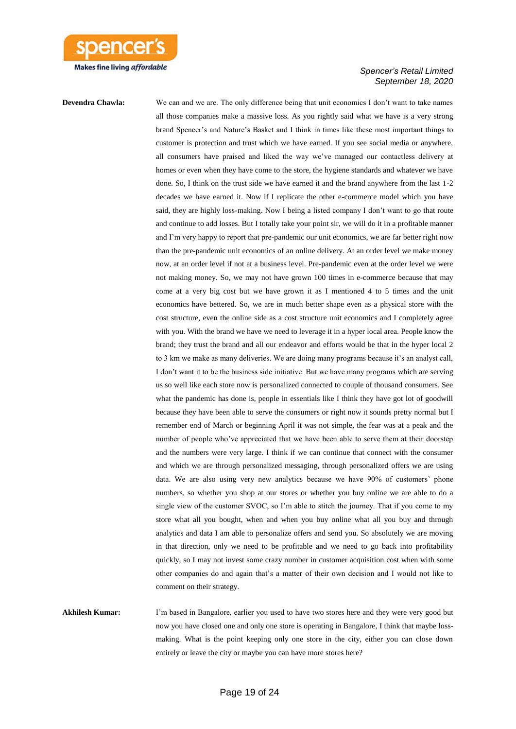**Devendra Chawla:** We can and we are. The only difference being that unit economics I don't want to take names all those companies make a massive loss. As you rightly said what we have is a very strong brand Spencer's and Nature's Basket and I think in times like these most important things to customer is protection and trust which we have earned. If you see social media or anywhere, all consumers have praised and liked the way we've managed our contactless delivery at homes or even when they have come to the store, the hygiene standards and whatever we have done. So, I think on the trust side we have earned it and the brand anywhere from the last 1-2 decades we have earned it. Now if I replicate the other e-commerce model which you have said, they are highly loss-making. Now I being a listed company I don't want to go that route and continue to add losses. But I totally take your point sir, we will do it in a profitable manner and I'm very happy to report that pre-pandemic our unit economics, we are far better right now than the pre-pandemic unit economics of an online delivery. At an order level we make money now, at an order level if not at a business level. Pre-pandemic even at the order level we were not making money. So, we may not have grown 100 times in e-commerce because that may come at a very big cost but we have grown it as I mentioned 4 to 5 times and the unit economics have bettered. So, we are in much better shape even as a physical store with the cost structure, even the online side as a cost structure unit economics and I completely agree with you. With the brand we have we need to leverage it in a hyper local area. People know the brand; they trust the brand and all our endeavor and efforts would be that in the hyper local 2 to 3 km we make as many deliveries. We are doing many programs because it's an analyst call, I don't want it to be the business side initiative. But we have many programs which are serving us so well like each store now is personalized connected to couple of thousand consumers. See what the pandemic has done is, people in essentials like I think they have got lot of goodwill because they have been able to serve the consumers or right now it sounds pretty normal but I remember end of March or beginning April it was not simple, the fear was at a peak and the number of people who've appreciated that we have been able to serve them at their doorstep and the numbers were very large. I think if we can continue that connect with the consumer and which we are through personalized messaging, through personalized offers we are using data. We are also using very new analytics because we have 90% of customers' phone numbers, so whether you shop at our stores or whether you buy online we are able to do a single view of the customer SVOC, so I'm able to stitch the journey. That if you come to my store what all you bought, when and when you buy online what all you buy and through analytics and data I am able to personalize offers and send you. So absolutely we are moving in that direction, only we need to be profitable and we need to go back into profitability quickly, so I may not invest some crazy number in customer acquisition cost when with some other companies do and again that's a matter of their own decision and I would not like to comment on their strategy.

**Akhilesh Kumar:** I'm based in Bangalore, earlier you used to have two stores here and they were very good but now you have closed one and only one store is operating in Bangalore, I think that maybe loss-making. What is the point keeping only one store in the city, either you can close down entirely or leave the city or maybe you can have more stores here?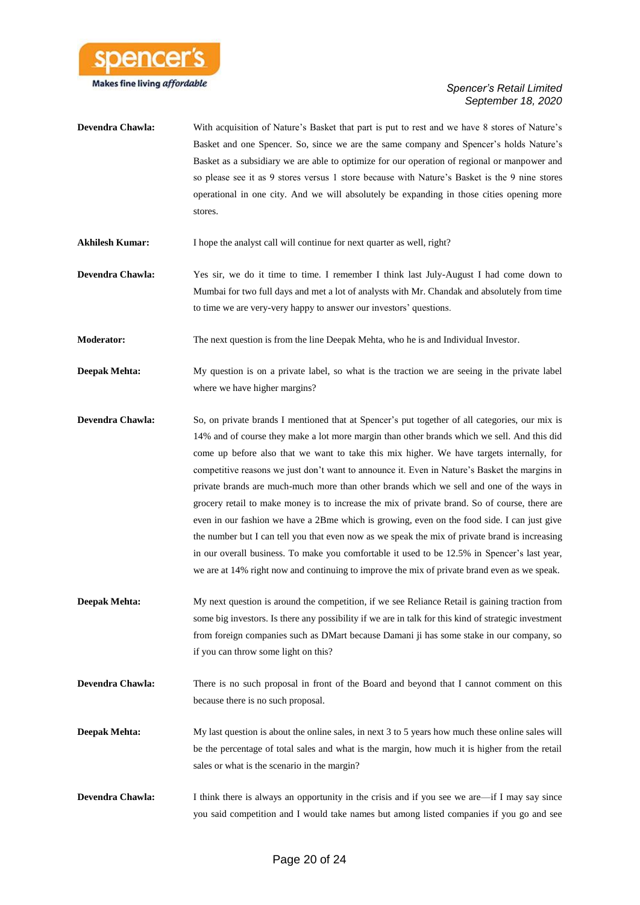**Devendra Chawla:** With acquisition of Nature's Basket that part is put to rest and we have 8 stores of Nature's Basket and one Spencer. So, since we are the same company and Spencer's holds Nature's Basket as a subsidiary we are able to optimize for our operation of regional or manpower and so please see it as 9 stores versus 1 store because with Nature's Basket is the 9 nine stores operational in one city. And we will absolutely be expanding in those cities opening more stores.

**Akhilesh Kumar:** I hope the analyst call will continue for next quarter as well, right?

**Devendra Chawla:** Yes sir, we do it time to time. I remember I think last July-August I had come down to Mumbai for two full days and met a lot of analysts with Mr. Chandak and absolutely from time to time we are very-very happy to answer our investors' questions.

**Moderator:** The next question is from the line Deepak Mehta, who he is and Individual Investor.

**Deepak Mehta:** My question is on a private label, so what is the traction we are seeing in the private label where we have higher margins?

**Devendra Chawla:** So, on private brands I mentioned that at Spencer's put together of all categories, our mix is 14% and of course they make a lot more margin than other brands which we sell. And this did come up before also that we want to take this mix higher. We have targets internally, for competitive reasons we just don't want to announce it. Even in Nature's Basket the margins in private brands are much-much more than other brands which we sell and one of the ways in grocery retail to make money is to increase the mix of private brand. So of course, there are even in our fashion we have a 2Bme which is growing, even on the food side. I can just give the number but I can tell you that even now as we speak the mix of private brand is increasing in our overall business. To make you comfortable it used to be 12.5% in Spencer's last year, we are at 14% right now and continuing to improve the mix of private brand even as we speak.

**Deepak Mehta:** My next question is around the competition, if we see Reliance Retail is gaining traction from some big investors. Is there any possibility if we are in talk for this kind of strategic investment from foreign companies such as DMart because Damani ji has some stake in our company, so if you can throw some light on this?

**Devendra Chawla:** There is no such proposal in front of the Board and beyond that I cannot comment on this because there is no such proposal.

**Deepak Mehta:** My last question is about the online sales, in next 3 to 5 years how much these online sales will be the percentage of total sales and what is the margin, how much it is higher from the retail sales or what is the scenario in the margin?

**Devendra Chawla:** I think there is always an opportunity in the crisis and if you see we are—if I may say since you said competition and I would take names but among listed companies if you go and see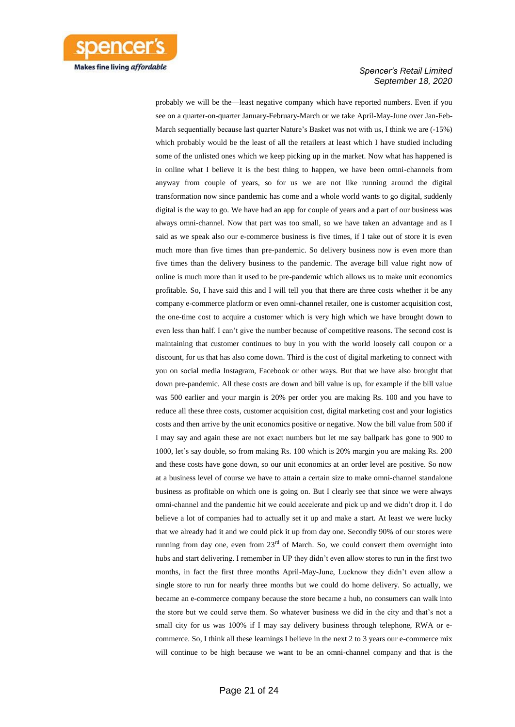probably we will be the—least negative company which have reported numbers. Even if you see on a quarter-on-quarter January-February-March or we take April-May-June over Jan-Feb-March sequentially because last quarter Nature's Basket was not with us, I think we are (-15%) which probably would be the least of all the retailers at least which I have studied including some of the unlisted ones which we keep picking up in the market. Now what has happened is in online what I believe it is the best thing to happen, we have been omni-channels from anyway from couple of years, so for us we are not like running around the digital transformation now since pandemic has come and a whole world wants to go digital, suddenly digital is the way to go. We have had an app for couple of years and a part of our business was always omni-channel. Now that part was too small, so we have taken an advantage and as I said as we speak also our e-commerce business is five times, if I take out of store it is even much more than five times than pre-pandemic. So delivery business now is even more than five times than the delivery business to the pandemic. The average bill value right now of online is much more than it used to be pre-pandemic which allows us to make unit economics profitable. So, I have said this and I will tell you that there are three costs whether it be any company e-commerce platform or even omni-channel retailer, one is customer acquisition cost, the one-time cost to acquire a customer which is very high which we have brought down to even less than half. I can't give the number because of competitive reasons. The second cost is maintaining that customer continues to buy in you with the world loosely call coupon or a discount, for us that has also come down. Third is the cost of digital marketing to connect with you on social media Instagram, Facebook or other ways. But that we have also brought that down pre-pandemic. All these costs are down and bill value is up, for example if the bill value was 500 earlier and your margin is 20% per order you are making Rs. 100 and you have to reduce all these three costs, customer acquisition cost, digital marketing cost and your logistics costs and then arrive by the unit economics positive or negative. Now the bill value from 500 if I may say and again these are not exact numbers but let me say ballpark has gone to 900 to 1000, let's say double, so from making Rs. 100 which is 20% margin you are making Rs. 200 and these costs have gone down, so our unit economics at an order level are positive. So now at a business level of course we have to attain a certain size to make omni-channel standalone business as profitable on which one is going on. But I clearly see that since we were always omni-channel and the pandemic hit we could accelerate and pick up and we didn't drop it. I do believe a lot of companies had to actually set it up and make a start. At least we were lucky that we already had it and we could pick it up from day one. Secondly 90% of our stores were running from day one, even from 23rd of March. So, we could convert them overnight into hubs and start delivering. I remember in UP they didn't even allow stores to run in the first two months, in fact the first three months April-May-June, Lucknow they didn't even allow a single store to run for nearly three months but we could do home delivery. So actually, we became an e-commerce company because the store became a hub, no consumers can walk into the store but we could serve them. So whatever business we did in the city and that's not a small city for us was 100% if I may say delivery business through telephone, RWA or e-commerce. So, I think all these learnings I believe in the next 2 to 3 years our e-commerce mix will continue to be high because we want to be an omni-channel company and that is the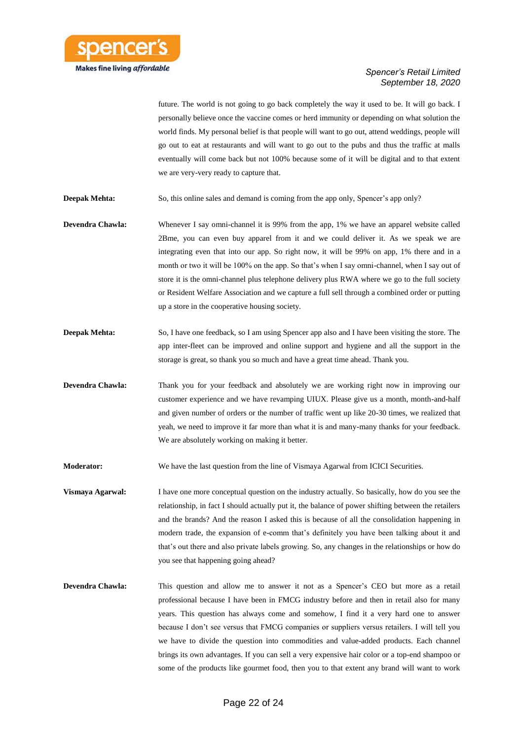future. The world is not going to go back completely the way it used to be. It will go back. I personally believe once the vaccine comes or herd immunity or depending on what solution the world finds. My personal belief is that people will want to go out, attend weddings, people will go out to eat at restaurants and will want to go out to the pubs and thus the traffic at malls eventually will come back but not 100% because some of it will be digital and to that extent we are very-very ready to capture that.

**Deepak Mehta:** So, this online sales and demand is coming from the app only, Spencer's app only?

**Devendra Chawla:** Whenever I say omni-channel it is 99% from the app, 1% we have an apparel website called 2Bme, you can even buy apparel from it and we could deliver it. As we speak we are integrating even that into our app. So right now, it will be 99% on app, 1% there and in a month or two it will be 100% on the app. So that's when I say omni-channel, when I say out of store it is the omni-channel plus telephone delivery plus RWA where we go to the full society or Resident Welfare Association and we capture a full sell through a combined order or putting up a store in the cooperative housing society.

**Deepak Mehta:** So, I have one feedback, so I am using Spencer app also and I have been visiting the store. The app inter-fleet can be improved and online support and hygiene and all the support in the storage is great, so thank you so much and have a great time ahead. Thank you.

**Devendra Chawla:** Thank you for your feedback and absolutely we are working right now in improving our customer experience and we have revamping UIUX. Please give us a month, month-and-half and given number of orders or the number of traffic went up like 20-30 times, we realized that yeah, we need to improve it far more than what it is and many-many thanks for your feedback. We are absolutely working on making it better.

**Moderator:** We have the last question from the line of Vismaya Agarwal from ICICI Securities.

**Vismaya Agarwal:** I have one more conceptual question on the industry actually. So basically, how do you see the relationship, in fact I should actually put it, the balance of power shifting between the retailers and the brands? And the reason I asked this is because of all the consolidation happening in modern trade, the expansion of e-comm that's definitely you have been talking about it and that's out there and also private labels growing. So, any changes in the relationships or how do you see that happening going ahead?

**Devendra Chawla:** This question and allow me to answer it not as a Spencer's CEO but more as a retail professional because I have been in FMCG industry before and then in retail also for many years. This question has always come and somehow, I find it a very hard one to answer because I don't see versus that FMCG companies or suppliers versus retailers. I will tell you we have to divide the question into commodities and value-added products. Each channel brings its own advantages. If you can sell a very expensive hair color or a top-end shampoo or some of the products like gourmet food, then you to that extent any brand will want to work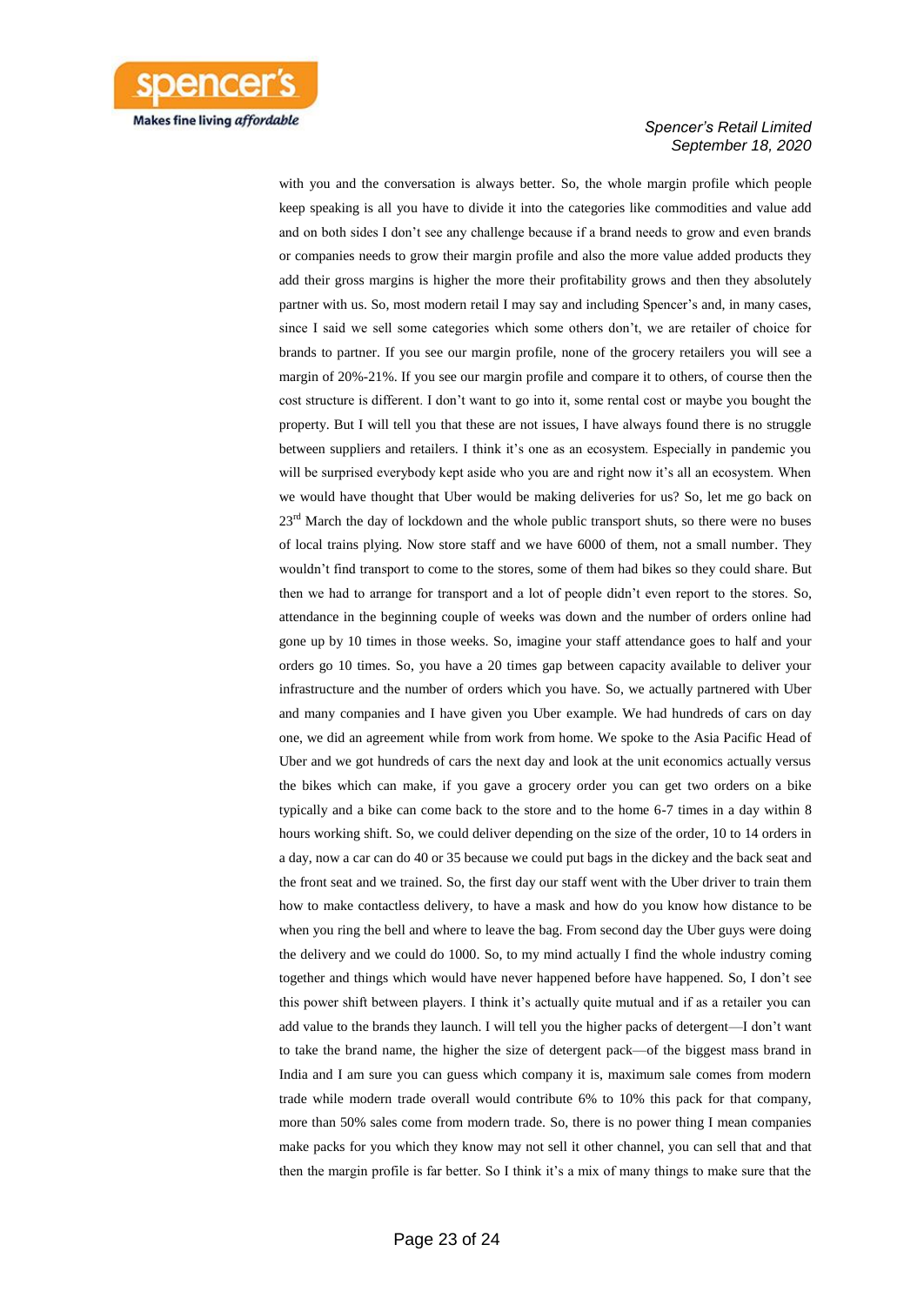with you and the conversation is always better. So, the whole margin profile which people keep speaking is all you have to divide it into the categories like commodities and value add and on both sides I don't see any challenge because if a brand needs to grow and even brands or companies needs to grow their margin profile and also the more value added products they add their gross margins is higher the more their profitability grows and then they absolutely partner with us. So, most modern retail I may say and including Spencer's and, in many cases, since I said we sell some categories which some others don't, we are retailer of choice for brands to partner. If you see our margin profile, none of the grocery retailers you will see a margin of 20%-21%. If you see our margin profile and compare it to others, of course then the cost structure is different. I don't want to go into it, some rental cost or maybe you bought the property. But I will tell you that these are not issues, I have always found there is no struggle between suppliers and retailers. I think it's one as an ecosystem. Especially in pandemic you will be surprised everybody kept aside who you are and right now it's all an ecosystem. When we would have thought that Uber would be making deliveries for us? So, let me go back on 23rd March the day of lockdown and the whole public transport shuts, so there were no buses of local trains plying. Now store staff and we have 6000 of them, not a small number. They wouldn't find transport to come to the stores, some of them had bikes so they could share. But then we had to arrange for transport and a lot of people didn't even report to the stores. So, attendance in the beginning couple of weeks was down and the number of orders online had gone up by 10 times in those weeks. So, imagine your staff attendance goes to half and your orders go 10 times. So, you have a 20 times gap between capacity available to deliver your infrastructure and the number of orders which you have. So, we actually partnered with Uber and many companies and I have given you Uber example. We had hundreds of cars on day one, we did an agreement while from work from home. We spoke to the Asia Pacific Head of Uber and we got hundreds of cars the next day and look at the unit economics actually versus the bikes which can make, if you gave a grocery order you can get two orders on a bike typically and a bike can come back to the store and to the home 6-7 times in a day within 8 hours working shift. So, we could deliver depending on the size of the order, 10 to 14 orders in a day, now a car can do 40 or 35 because we could put bags in the dickey and the back seat and the front seat and we trained. So, the first day our staff went with the Uber driver to train them how to make contactless delivery, to have a mask and how do you know how distance to be when you ring the bell and where to leave the bag. From second day the Uber guys were doing the delivery and we could do 1000. So, to my mind actually I find the whole industry coming together and things which would have never happened before have happened. So, I don't see this power shift between players. I think it's actually quite mutual and if as a retailer you can add value to the brands they launch. I will tell you the higher packs of detergent—I don't want to take the brand name, the higher the size of detergent pack—of the biggest mass brand in India and I am sure you can guess which company it is, maximum sale comes from modern trade while modern trade overall would contribute 6% to 10% this pack for that company, more than 50% sales come from modern trade. So, there is no power thing I mean companies make packs for you which they know may not sell it other channel, you can sell that and that then the margin profile is far better. So I think it's a mix of many things to make sure that the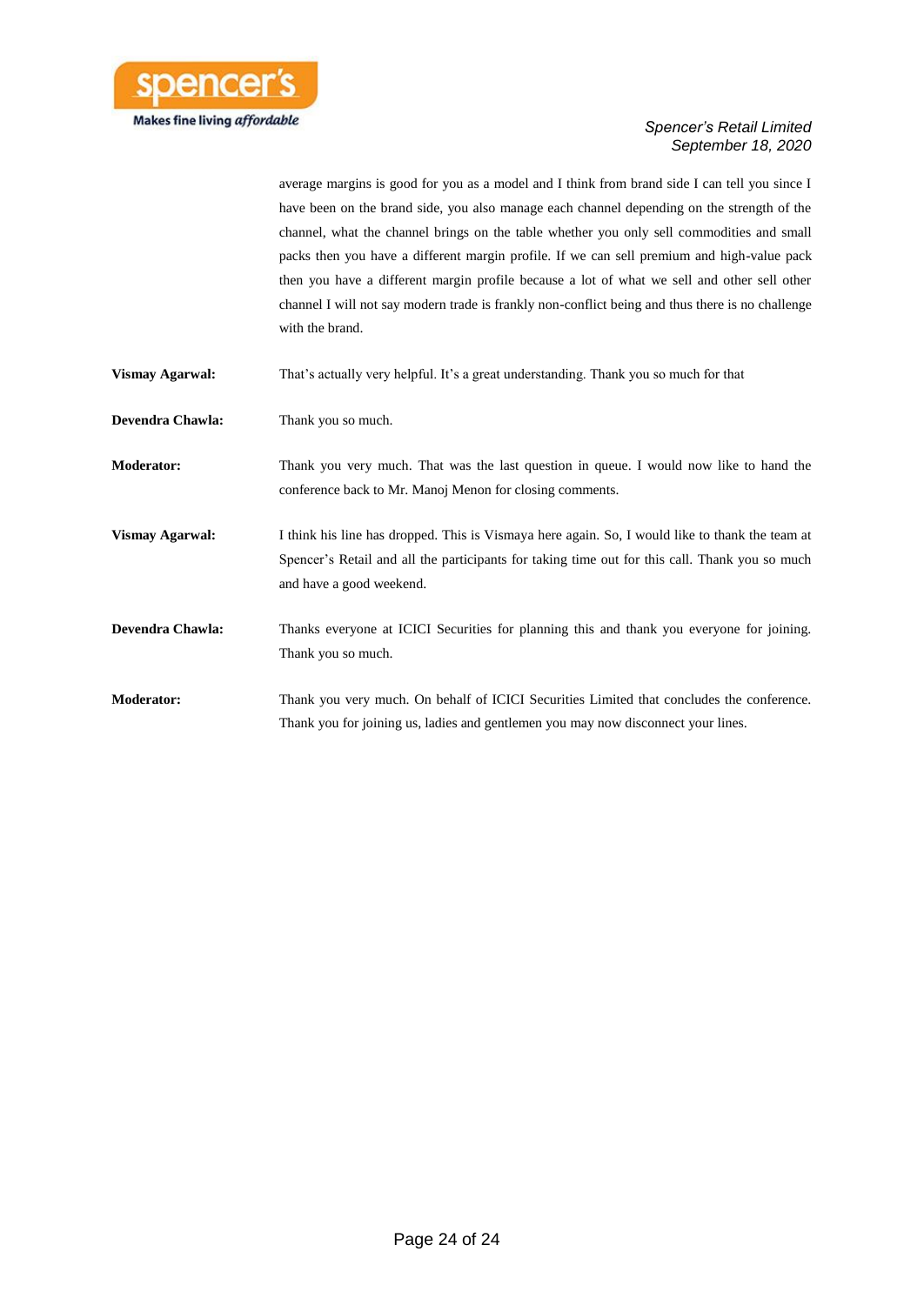average margins is good for you as a model and I think from brand side I can tell you since I have been on the brand side, you also manage each channel depending on the strength of the channel, what the channel brings on the table whether you only sell commodities and small packs then you have a different margin profile. If we can sell premium and high-value pack then you have a different margin profile because a lot of what we sell and other sell other channel I will not say modern trade is frankly non-conflict being and thus there is no challenge with the brand.

**Vismay Agarwal:** That's actually very helpful. It's a great understanding. Thank you so much for that

**Devendra Chawla:** Thank you so much.

**Moderator:** Thank you very much. That was the last question in queue. I would now like to hand the conference back to Mr. Manoj Menon for closing comments.

**Vismay Agarwal:** I think his line has dropped. This is Vismaya here again. So, I would like to thank the team at Spencer's Retail and all the participants for taking time out for this call. Thank you so much and have a good weekend.

**Devendra Chawla:** Thanks everyone at ICICI Securities for planning this and thank you everyone for joining. Thank you so much.

**Moderator:** Thank you very much. On behalf of ICICI Securities Limited that concludes the conference. Thank you for joining us, ladies and gentlemen you may now disconnect your lines.